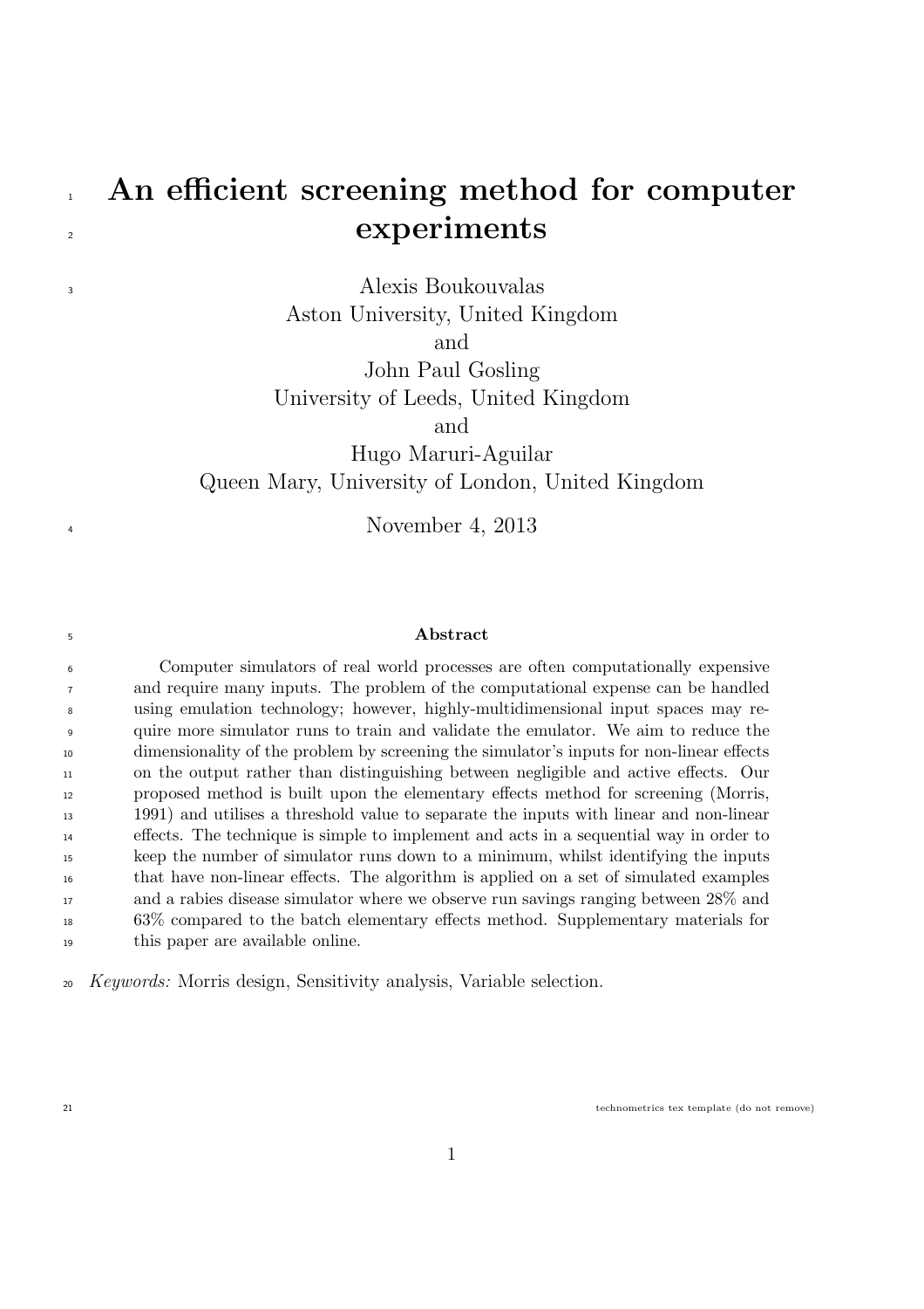# An efficient screening method for computer experiments

Alexis Boukouvalas
Aston University, United Kingdom
and
John Paul Gosling
University of Leeds, United Kingdom
and
Hugo Maruri-Aguilar
Queen Mary, University of London, United Kingdom

November 4, 2013

## Abstract

Computer simulators of real world processes are often computationally expensive and require many inputs. The problem of the computational expense can be handled using emulation technology; however, highly-multidimensional input spaces may require more simulator runs to train and validate the emulator. We aim to reduce the dimensionality of the problem by screening the simulator's inputs for non-linear effects on the output rather than distinguishing between negligible and active effects. Our proposed method is built upon the elementary effects method for screening (Morris, 1991) and utilises a threshold value to separate the inputs with linear and non-linear effects. The technique is simple to implement and acts in a sequential way in order to keep the number of simulator runs down to a minimum, whilst identifying the inputs that have non-linear effects. The algorithm is applied on a set of simulated examples and a rabies disease simulator where we observe run savings ranging between 28% and 63% compared to the batch elementary effects method. Supplementary materials for this paper are available online.

*Keywords:* Morris design, Sensitivity analysis, Variable selection.

technometrics tex template (do not remove)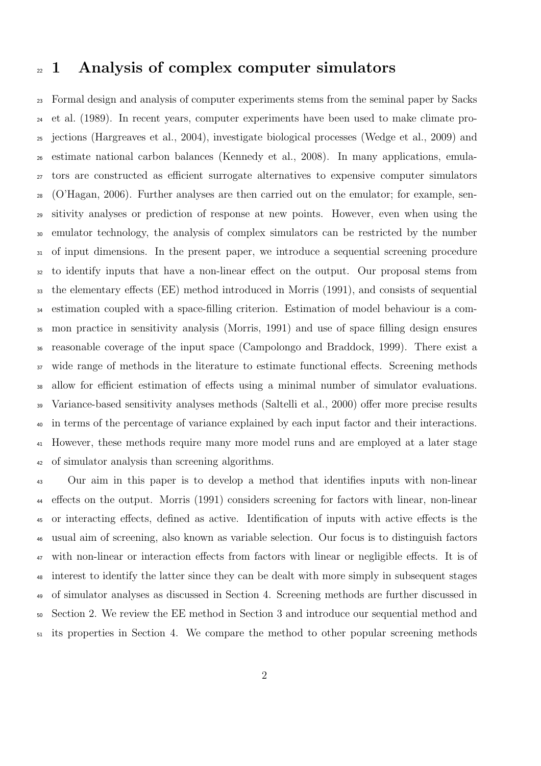# 1 Analysis of complex computer simulators

Formal design and analysis of computer experiments stems from the seminal paper by Sacks et al. (1989). In recent years, computer experiments have been used to make climate projections (Hargreaves et al., 2004), investigate biological processes (Wedge et al., 2009) and estimate national carbon balances (Kennedy et al., 2008). In many applications, emulators are constructed as efficient surrogate alternatives to expensive computer simulators (O'Hagan, 2006). Further analyses are then carried out on the emulator; for example, sensitivity analyses or prediction of response at new points. However, even when using the emulator technology, the analysis of complex simulators can be restricted by the number of input dimensions. In the present paper, we introduce a sequential screening procedure to identify inputs that have a non-linear effect on the output. Our proposal stems from the elementary effects (EE) method introduced in Morris (1991), and consists of sequential estimation coupled with a space-filling criterion. Estimation of model behaviour is a common practice in sensitivity analysis (Morris, 1991) and use of space filling design ensures reasonable coverage of the input space (Campolongo and Braddock, 1999). There exist a wide range of methods in the literature to estimate functional effects. Screening methods allow for efficient estimation of effects using a minimal number of simulator evaluations. Variance-based sensitivity analyses methods (Saltelli et al., 2000) offer more precise results in terms of the percentage of variance explained by each input factor and their interactions. However, these methods require many more model runs and are employed at a later stage of simulator analysis than screening algorithms.

Our aim in this paper is to develop a method that identifies inputs with non-linear effects on the output. Morris (1991) considers screening for factors with linear, non-linear or interacting effects, defined as active. Identification of inputs with active effects is the usual aim of screening, also known as variable selection. Our focus is to distinguish factors with non-linear or interaction effects from factors with linear or negligible effects. It is of interest to identify the latter since they can be dealt with more simply in subsequent stages of simulator analyses as discussed in Section 4. Screening methods are further discussed in Section 2. We review the EE method in Section 3 and introduce our sequential method and its properties in Section 4. We compare the method to other popular screening methods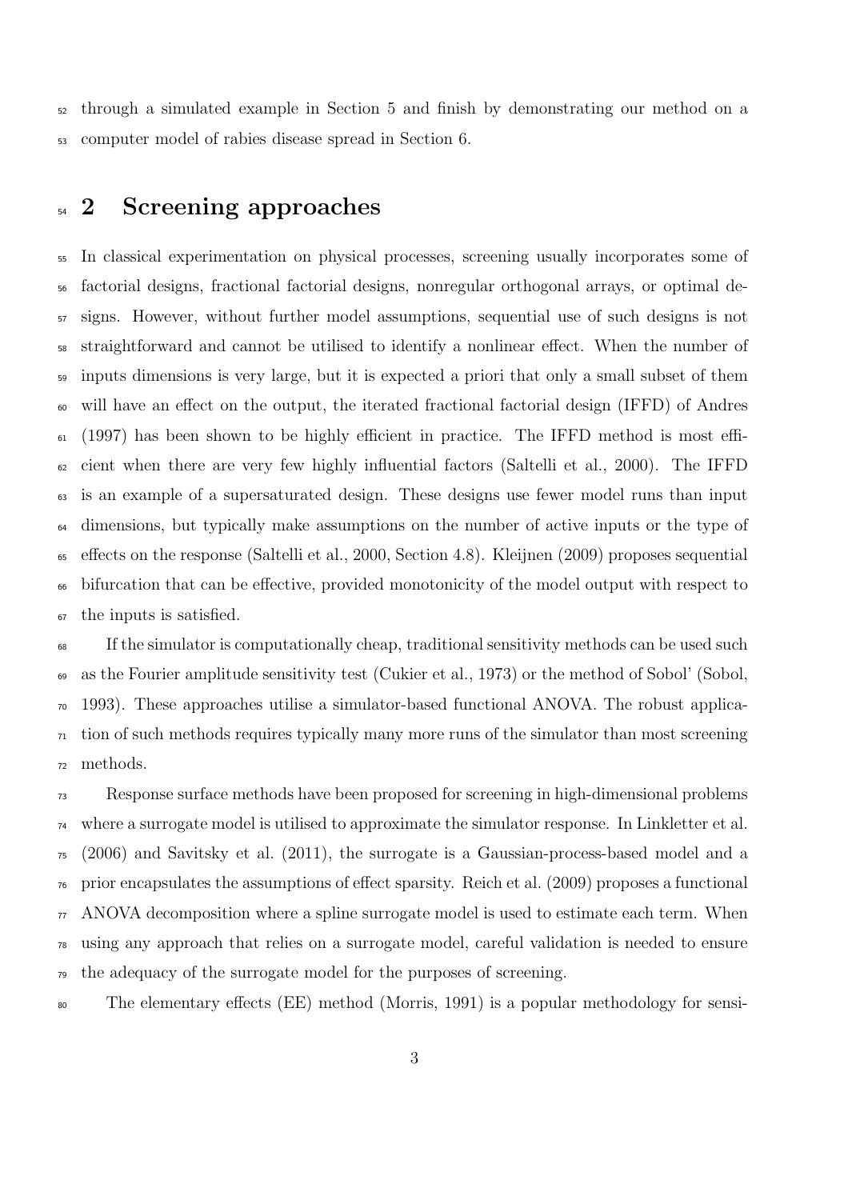through a simulated example in Section 5 and finish by demonstrating our method on a computer model of rabies disease spread in Section 6.

## 2 Screening approaches

In classical experimentation on physical processes, screening usually incorporates some of factorial designs, fractional factorial designs, nonregular orthogonal arrays, or optimal designs. However, without further model assumptions, sequential use of such designs is not straightforward and cannot be utilised to identify a nonlinear effect. When the number of inputs dimensions is very large, but it is expected a priori that only a small subset of them will have an effect on the output, the iterated fractional factorial design (IFFD) of Andres (1997) has been shown to be highly efficient in practice. The IFFD method is most efficient when there are very few highly influential factors (Saltelli et al., 2000). The IFFD is an example of a supersaturated design. These designs use fewer model runs than input dimensions, but typically make assumptions on the number of active inputs or the type of effects on the response (Saltelli et al., 2000, Section 4.8). Kleijnen (2009) proposes sequential bifurcation that can be effective, provided monotonicity of the model output with respect to the inputs is satisfied.

If the simulator is computationally cheap, traditional sensitivity methods can be used such as the Fourier amplitude sensitivity test (Cukier et al., 1973) or the method of Sobol' (Sobol, 1993). These approaches utilise a simulator-based functional ANOVA. The robust application of such methods requires typically many more runs of the simulator than most screening methods.

Response surface methods have been proposed for screening in high-dimensional problems where a surrogate model is utilised to approximate the simulator response. In Linkletter et al. (2006) and Savitsky et al. (2011), the surrogate is a Gaussian-process-based model and a prior encapsulates the assumptions of effect sparsity. Reich et al. (2009) proposes a functional ANOVA decomposition where a spline surrogate model is used to estimate each term. When using any approach that relies on a surrogate model, careful validation is needed to ensure the adequacy of the surrogate model for the purposes of screening.

The elementary effects (EE) method (Morris, 1991) is a popular methodology for sensi-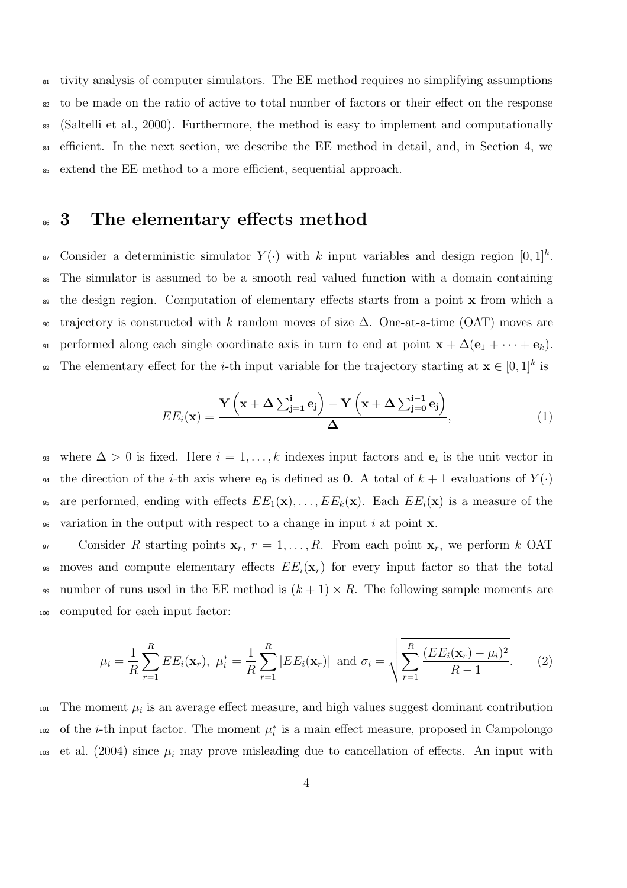tivity analysis of computer simulators. The EE method requires no simplifying assumptions to be made on the ratio of active to total number of factors or their effect on the response (Saltelli et al., 2000). Furthermore, the method is easy to implement and computationally efficient. In the next section, we describe the EE method in detail, and, in Section 4, we extend the EE method to a more efficient, sequential approach.

# 3 The elementary effects method

Consider a deterministic simulator $Y(\cdot)$ with $k$ input variables and design region $[0,1]^k$. The simulator is assumed to be a smooth real valued function with a domain containing the design region. Computation of elementary effects starts from a point $\mathbf{x}$ from which a trajectory is constructed with $k$ random moves of size $\Delta$. One-at-a-time (OAT) moves are performed along each single coordinate axis in turn to end at point $\mathbf{x} + \Delta(\mathbf{e}_1 + \cdots + \mathbf{e}_k)$. The elementary effect for the $i$-th input variable for the trajectory starting at $\mathbf{x} \in [0,1]^k$ is

$$EE_i(\mathbf{x}) = \frac{\mathbf{Y}\left(\mathbf{x} + \boldsymbol{\Delta} \sum_{\mathbf{j=1}}^{\mathbf{i}} \mathbf{e_j}\right) - \mathbf{Y}\left(\mathbf{x} + \boldsymbol{\Delta} \sum_{\mathbf{j=0}}^{\mathbf{i-1}} \mathbf{e_j}\right)}{\boldsymbol{\Delta}}, \tag{1}$$

where $\Delta > 0$ is fixed. Here $i = 1, \ldots, k$ indexes input factors and $\mathbf{e}_i$ is the unit vector in the direction of the $i$-th axis where $\mathbf{e_0}$ is defined as $\mathbf{0}$. A total of $k+1$ evaluations of $Y(\cdot)$ are performed, ending with effects $EE_1(\mathbf{x}), \ldots, EE_k(\mathbf{x})$. Each $EE_i(\mathbf{x})$ is a measure of the variation in the output with respect to a change in input $i$ at point $\mathbf{x}$.

Consider $R$ starting points $\mathbf{x}_r$, $r = 1, \ldots, R$. From each point $\mathbf{x}_r$, we perform $k$ OAT moves and compute elementary effects $EE_i(\mathbf{x}_r)$ for every input factor so that the total number of runs used in the EE method is $(k+1) \times R$. The following sample moments are computed for each input factor:

$$\mu_i = \frac{1}{R} \sum_{r=1}^{R} EE_i(\mathbf{x}_r), \ \mu_i^* = \frac{1}{R} \sum_{r=1}^{R} |EE_i(\mathbf{x}_r)| \ \text{and} \ \sigma_i = \sqrt{\sum_{r=1}^{R} \frac{(EE_i(\mathbf{x}_r) - \mu_i)^2}{R-1}}. \tag{2}$$

The moment $\mu_i$ is an average effect measure, and high values suggest dominant contribution of the $i$-th input factor. The moment $\mu_i^*$ is a main effect measure, proposed in Campolongo et al. (2004) since $\mu_i$ may prove misleading due to cancellation of effects. An input with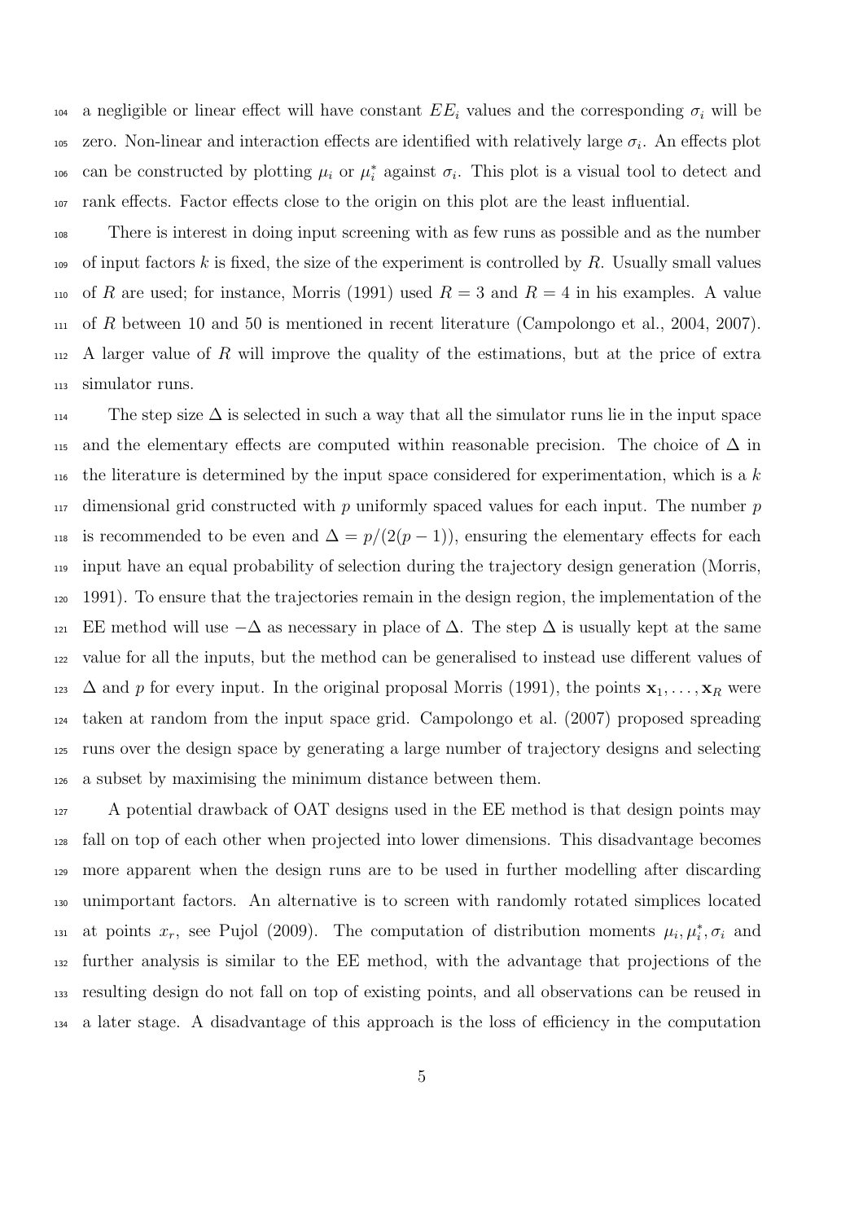a negligible or linear effect will have constant $EE_i$ values and the corresponding $\sigma_i$ will be zero. Non-linear and interaction effects are identified with relatively large $\sigma_i$. An effects plot can be constructed by plotting $\mu_i$ or $\mu_i^*$ against $\sigma_i$. This plot is a visual tool to detect and rank effects. Factor effects close to the origin on this plot are the least influential.

There is interest in doing input screening with as few runs as possible and as the number of input factors $k$ is fixed, the size of the experiment is controlled by $R$. Usually small values of $R$ are used; for instance, Morris (1991) used $R = 3$ and $R = 4$ in his examples. A value of $R$ between 10 and 50 is mentioned in recent literature (Campolongo et al., 2004, 2007). A larger value of $R$ will improve the quality of the estimations, but at the price of extra simulator runs.

The step size $\Delta$ is selected in such a way that all the simulator runs lie in the input space and the elementary effects are computed within reasonable precision. The choice of $\Delta$ in the literature is determined by the input space considered for experimentation, which is a $k$ dimensional grid constructed with $p$ uniformly spaced values for each input. The number $p$ is recommended to be even and $\Delta = p/(2(p-1))$, ensuring the elementary effects for each input have an equal probability of selection during the trajectory design generation (Morris, 1991). To ensure that the trajectories remain in the design region, the implementation of the EE method will use $-\Delta$ as necessary in place of $\Delta$. The step $\Delta$ is usually kept at the same value for all the inputs, but the method can be generalised to instead use different values of $\Delta$ and $p$ for every input. In the original proposal Morris (1991), the points $\mathbf{x}_1, \ldots, \mathbf{x}_R$ were taken at random from the input space grid. Campolongo et al. (2007) proposed spreading runs over the design space by generating a large number of trajectory designs and selecting a subset by maximising the minimum distance between them.

A potential drawback of OAT designs used in the EE method is that design points may fall on top of each other when projected into lower dimensions. This disadvantage becomes more apparent when the design runs are to be used in further modelling after discarding unimportant factors. An alternative is to screen with randomly rotated simplices located at points $x_r$, see Pujol (2009). The computation of distribution moments $\mu_i, \mu_i^*, \sigma_i$ and further analysis is similar to the EE method, with the advantage that projections of the resulting design do not fall on top of existing points, and all observations can be reused in a later stage. A disadvantage of this approach is the loss of efficiency in the computation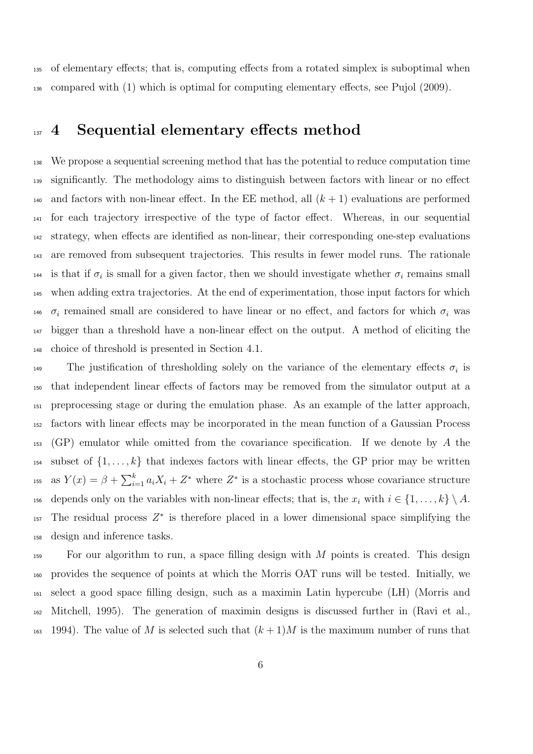of elementary effects; that is, computing effects from a rotated simplex is suboptimal when compared with (1) which is optimal for computing elementary effects, see Pujol (2009).

## 4 Sequential elementary effects method

We propose a sequential screening method that has the potential to reduce computation time significantly. The methodology aims to distinguish between factors with linear or no effect and factors with non-linear effect. In the EE method, all $(k+1)$ evaluations are performed for each trajectory irrespective of the type of factor effect. Whereas, in our sequential strategy, when effects are identified as non-linear, their corresponding one-step evaluations are removed from subsequent trajectories. This results in fewer model runs. The rationale is that if $\sigma_i$ is small for a given factor, then we should investigate whether $\sigma_i$ remains small when adding extra trajectories. At the end of experimentation, those input factors for which $\sigma_i$ remained small are considered to have linear or no effect, and factors for which $\sigma_i$ was bigger than a threshold have a non-linear effect on the output. A method of eliciting the choice of threshold is presented in Section 4.1.

The justification of thresholding solely on the variance of the elementary effects $\sigma_i$ is that independent linear effects of factors may be removed from the simulator output at a preprocessing stage or during the emulation phase. As an example of the latter approach, factors with linear effects may be incorporated in the mean function of a Gaussian Process (GP) emulator while omitted from the covariance specification. If we denote by $A$ the subset of $\{1,\ldots,k\}$ that indexes factors with linear effects, the GP prior may be written as $Y(x) = \beta + \sum_{i=1}^{k} a_i X_i + Z^*$ where $Z^*$ is a stochastic process whose covariance structure depends only on the variables with non-linear effects; that is, the $x_i$ with $i \in \{1,\ldots,k\} \setminus A$. The residual process $Z^*$ is therefore placed in a lower dimensional space simplifying the design and inference tasks.

For our algorithm to run, a space filling design with $M$ points is created. This design provides the sequence of points at which the Morris OAT runs will be tested. Initially, we select a good space filling design, such as a maximin Latin hypercube (LH) (Morris and Mitchell, 1995). The generation of maximin designs is discussed further in (Ravi et al., 1994). The value of $M$ is selected such that $(k+1)M$ is the maximum number of runs that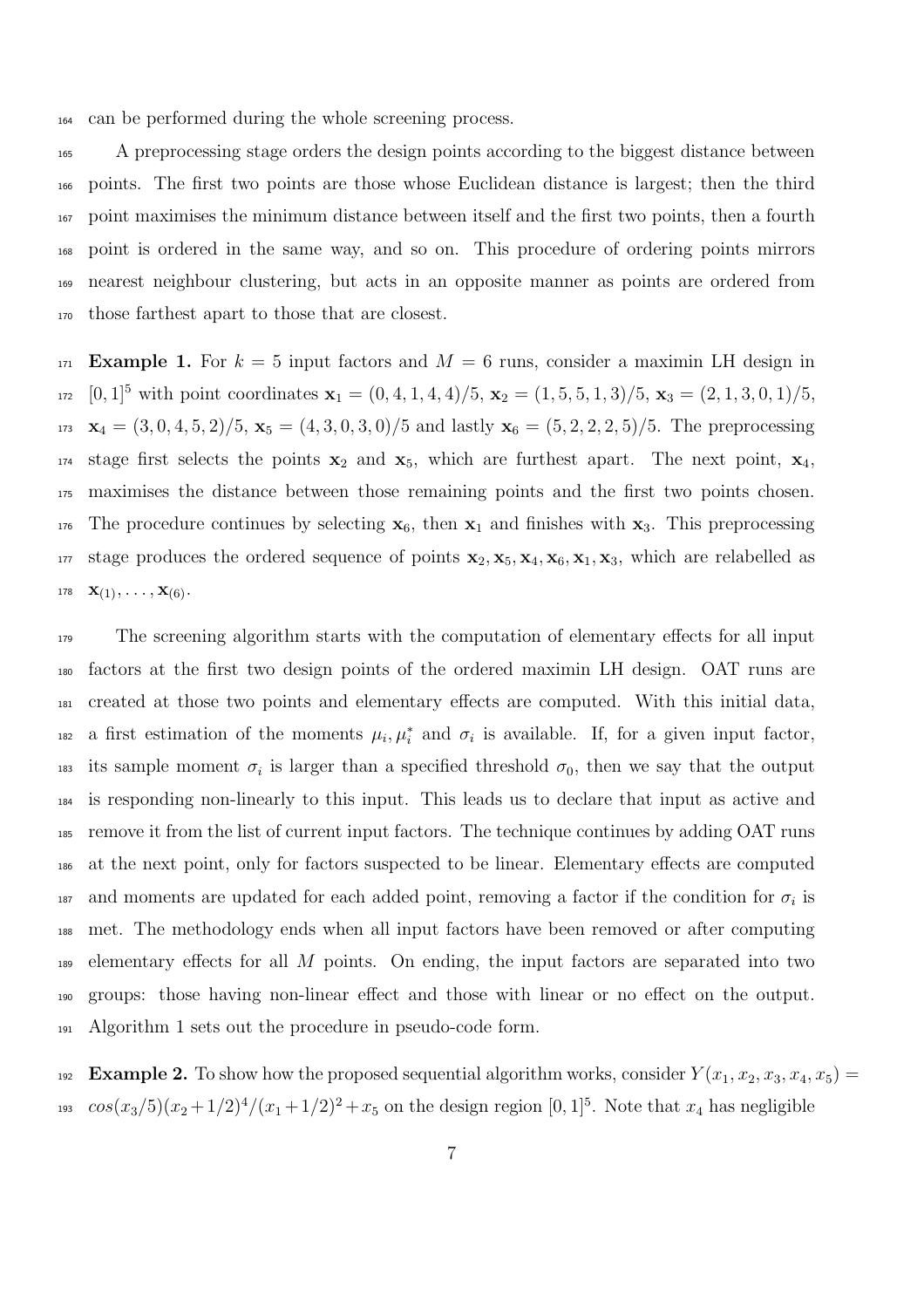can be performed during the whole screening process.

A preprocessing stage orders the design points according to the biggest distance between points. The first two points are those whose Euclidean distance is largest; then the third point maximises the minimum distance between itself and the first two points, then a fourth point is ordered in the same way, and so on. This procedure of ordering points mirrors nearest neighbour clustering, but acts in an opposite manner as points are ordered from those farthest apart to those that are closest.

**Example 1.** For $k = 5$ input factors and $M = 6$ runs, consider a maximin LH design in $[0, 1]^5$ with point coordinates $\mathbf{x}_1 = (0, 4, 1, 4, 4)/5$, $\mathbf{x}_2 = (1, 5, 5, 1, 3)/5$, $\mathbf{x}_3 = (2, 1, 3, 0, 1)/5$, $\mathbf{x}_4 = (3, 0, 4, 5, 2)/5$, $\mathbf{x}_5 = (4, 3, 0, 3, 0)/5$ and lastly $\mathbf{x}_6 = (5, 2, 2, 2, 5)/5$. The preprocessing stage first selects the points $\mathbf{x}_2$ and $\mathbf{x}_5$, which are furthest apart. The next point, $\mathbf{x}_4$, maximises the distance between those remaining points and the first two points chosen. The procedure continues by selecting $\mathbf{x}_6$, then $\mathbf{x}_1$ and finishes with $\mathbf{x}_3$. This preprocessing stage produces the ordered sequence of points $\mathbf{x}_2, \mathbf{x}_5, \mathbf{x}_4, \mathbf{x}_6, \mathbf{x}_1, \mathbf{x}_3$, which are relabelled as $\mathbf{x}_{(1)}, \ldots, \mathbf{x}_{(6)}$.

The screening algorithm starts with the computation of elementary effects for all input factors at the first two design points of the ordered maximin LH design. OAT runs are created at those two points and elementary effects are computed. With this initial data, a first estimation of the moments $\mu_i, \mu_i^*$ and $\sigma_i$ is available. If, for a given input factor, its sample moment $\sigma_i$ is larger than a specified threshold $\sigma_0$, then we say that the output is responding non-linearly to this input. This leads us to declare that input as active and remove it from the list of current input factors. The technique continues by adding OAT runs at the next point, only for factors suspected to be linear. Elementary effects are computed and moments are updated for each added point, removing a factor if the condition for $\sigma_i$ is met. The methodology ends when all input factors have been removed or after computing elementary effects for all $M$ points. On ending, the input factors are separated into two groups: those having non-linear effect and those with linear or no effect on the output. Algorithm 1 sets out the procedure in pseudo-code form.

**Example 2.** To show how the proposed sequential algorithm works, consider $Y(x_1, x_2, x_3, x_4, x_5) = cos(x_3/5)(x_2+1/2)^4/(x_1+1/2)^2+x_5$ on the design region $[0, 1]^5$. Note that $x_4$ has negligible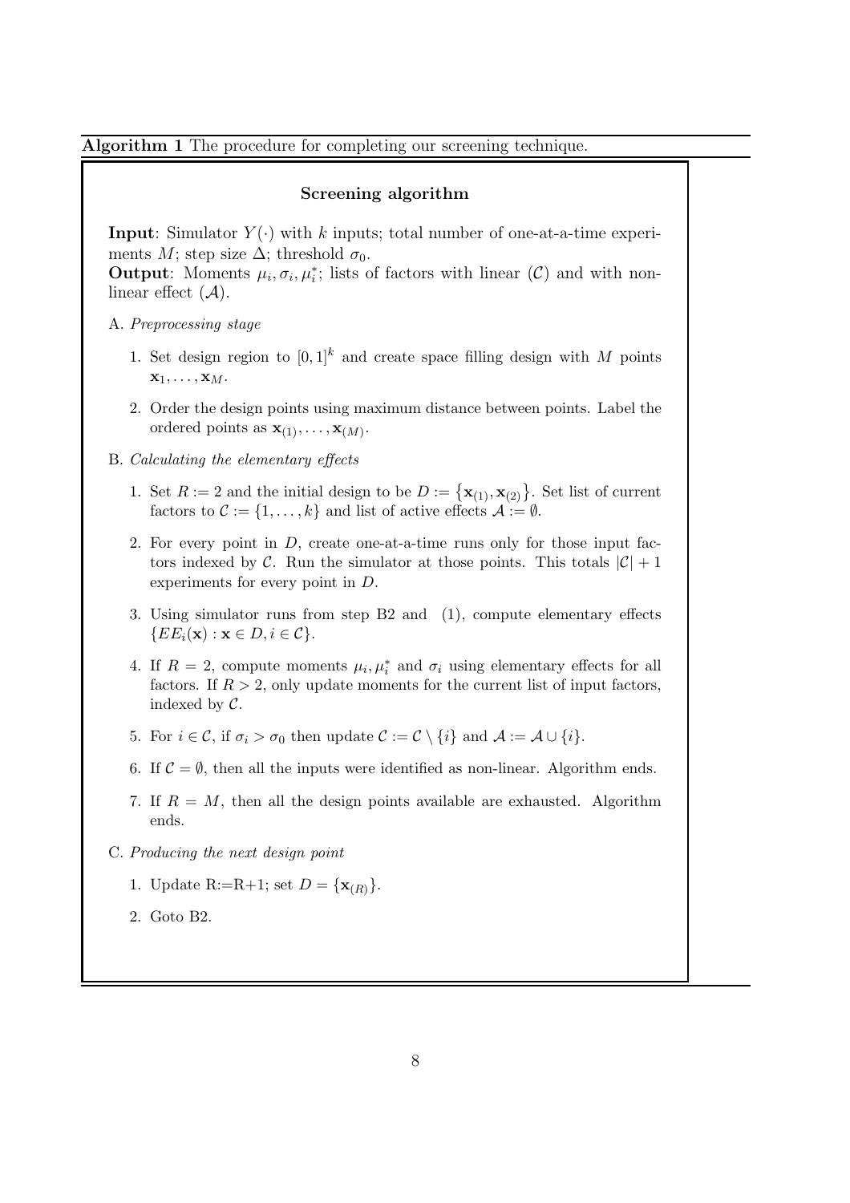**Algorithm 1** The procedure for completing our screening technique.

### Screening algorithm

**Input**: Simulator $Y(\cdot)$ with $k$ inputs; total number of one-at-a-time experiments $M$; step size $\Delta$; threshold $\sigma_0$.
**Output**: Moments $\mu_i, \sigma_i, \mu_i^*$; lists of factors with linear ($\mathcal{C}$) and with non-linear effect ($\mathcal{A}$).

A. *Preprocessing stage*

1. Set design region to $[0,1]^k$ and create space filling design with $M$ points $\mathbf{x}_1, \ldots, \mathbf{x}_M$.
2. Order the design points using maximum distance between points. Label the ordered points as $\mathbf{x}_{(1)}, \ldots, \mathbf{x}_{(M)}$.

B. *Calculating the elementary effects*

1. Set $R := 2$ and the initial design to be $D := \{\mathbf{x}_{(1)}, \mathbf{x}_{(2)}\}$. Set list of current factors to $\mathcal{C} := \{1, \ldots, k\}$ and list of active effects $\mathcal{A} := \emptyset$.
2. For every point in $D$, create one-at-a-time runs only for those input factors indexed by $\mathcal{C}$. Run the simulator at those points. This totals $|\mathcal{C}| + 1$ experiments for every point in $D$.
3. Using simulator runs from step B2 and (1), compute elementary effects $\{EE_i(\mathbf{x}) : \mathbf{x} \in D, i \in \mathcal{C}\}$.
4. If $R = 2$, compute moments $\mu_i, \mu_i^*$ and $\sigma_i$ using elementary effects for all factors. If $R > 2$, only update moments for the current list of input factors, indexed by $\mathcal{C}$.
5. For $i \in \mathcal{C}$, if $\sigma_i > \sigma_0$ then update $\mathcal{C} := \mathcal{C} \setminus \{i\}$ and $\mathcal{A} := \mathcal{A} \cup \{i\}$.
6. If $\mathcal{C} = \emptyset$, then all the inputs were identified as non-linear. Algorithm ends.
7. If $R = M$, then all the design points available are exhausted. Algorithm ends.

C. *Producing the next design point*

1. Update R:=R+1; set $D = \{\mathbf{x}_{(R)}\}$.
2. Goto B2.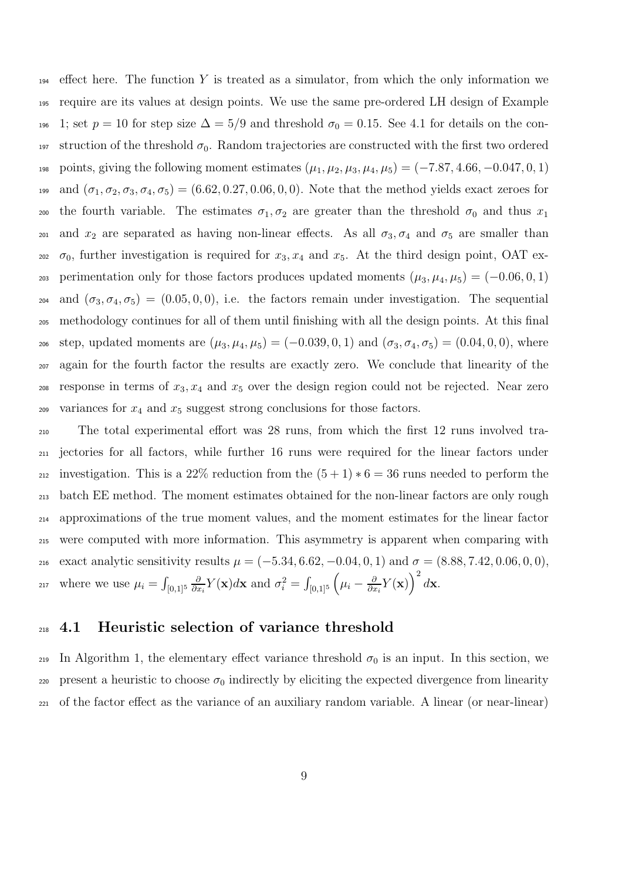effect here. The function $Y$ is treated as a simulator, from which the only information we require are its values at design points. We use the same pre-ordered LH design of Example 1; set $p = 10$ for step size $\Delta = 5/9$ and threshold $\sigma_0 = 0.15$. See 4.1 for details on the construction of the threshold $\sigma_0$. Random trajectories are constructed with the first two ordered points, giving the following moment estimates $(\mu_1, \mu_2, \mu_3, \mu_4, \mu_5) = (-7.87, 4.66, -0.047, 0, 1)$ and $(\sigma_1, \sigma_2, \sigma_3, \sigma_4, \sigma_5) = (6.62, 0.27, 0.06, 0, 0)$. Note that the method yields exact zeroes for the fourth variable. The estimates $\sigma_1, \sigma_2$ are greater than the threshold $\sigma_0$ and thus $x_1$ and $x_2$ are separated as having non-linear effects. As all $\sigma_3, \sigma_4$ and $\sigma_5$ are smaller than $\sigma_0$, further investigation is required for $x_3, x_4$ and $x_5$. At the third design point, OAT experimentation only for those factors produces updated moments $(\mu_3, \mu_4, \mu_5) = (-0.06, 0, 1)$ and $(\sigma_3, \sigma_4, \sigma_5) = (0.05, 0, 0)$, i.e. the factors remain under investigation. The sequential methodology continues for all of them until finishing with all the design points. At this final step, updated moments are $(\mu_3, \mu_4, \mu_5) = (-0.039, 0, 1)$ and $(\sigma_3, \sigma_4, \sigma_5) = (0.04, 0, 0)$, where again for the fourth factor the results are exactly zero. We conclude that linearity of the response in terms of $x_3, x_4$ and $x_5$ over the design region could not be rejected. Near zero variances for $x_4$ and $x_5$ suggest strong conclusions for those factors.

The total experimental effort was 28 runs, from which the first 12 runs involved trajectories for all factors, while further 16 runs were required for the linear factors under investigation. This is a 22% reduction from the $(5 + 1) * 6 = 36$ runs needed to perform the batch EE method. The moment estimates obtained for the non-linear factors are only rough approximations of the true moment values, and the moment estimates for the linear factor were computed with more information. This asymmetry is apparent when comparing with exact analytic sensitivity results $\mu = (-5.34, 6.62, -0.04, 0, 1)$ and $\sigma = (8.88, 7.42, 0.06, 0, 0)$, where we use $\mu_i = \int_{[0,1]^5} \frac{\partial}{\partial x_i} Y(\mathbf{x}) d\mathbf{x}$ and $\sigma_i^2 = \int_{[0,1]^5} \left( \mu_i - \frac{\partial}{\partial x_i} Y(\mathbf{x}) \right)^2 d\mathbf{x}$.

## 4.1 Heuristic selection of variance threshold

In Algorithm 1, the elementary effect variance threshold $\sigma_0$ is an input. In this section, we present a heuristic to choose $\sigma_0$ indirectly by eliciting the expected divergence from linearity of the factor effect as the variance of an auxiliary random variable. A linear (or near-linear)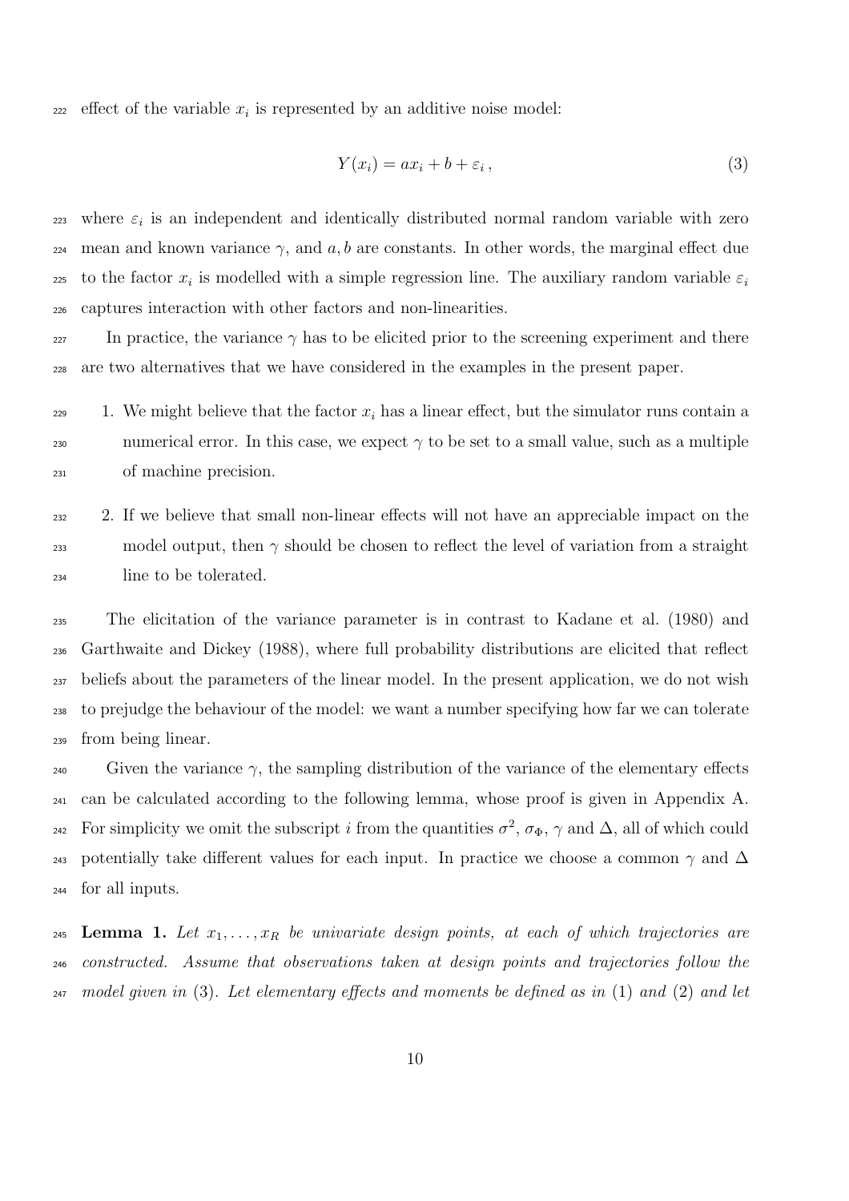effect of the variable $x_i$ is represented by an additive noise model:

$$Y(x_i) = ax_i + b + \varepsilon_i\,, \tag{3}$$

where $\varepsilon_i$ is an independent and identically distributed normal random variable with zero mean and known variance $\gamma$, and $a, b$ are constants. In other words, the marginal effect due to the factor $x_i$ is modelled with a simple regression line. The auxiliary random variable $\varepsilon_i$ captures interaction with other factors and non-linearities.

In practice, the variance $\gamma$ has to be elicited prior to the screening experiment and there are two alternatives that we have considered in the examples in the present paper.

1. We might believe that the factor $x_i$ has a linear effect, but the simulator runs contain a numerical error. In this case, we expect $\gamma$ to be set to a small value, such as a multiple of machine precision.
2. If we believe that small non-linear effects will not have an appreciable impact on the model output, then $\gamma$ should be chosen to reflect the level of variation from a straight line to be tolerated.

The elicitation of the variance parameter is in contrast to Kadane et al. (1980) and Garthwaite and Dickey (1988), where full probability distributions are elicited that reflect beliefs about the parameters of the linear model. In the present application, we do not wish to prejudge the behaviour of the model: we want a number specifying how far we can tolerate from being linear.

Given the variance $\gamma$, the sampling distribution of the variance of the elementary effects can be calculated according to the following lemma, whose proof is given in Appendix A. For simplicity we omit the subscript $i$ from the quantities $\sigma^2$, $\sigma_\Phi$, $\gamma$ and $\Delta$, all of which could potentially take different values for each input. In practice we choose a common $\gamma$ and $\Delta$ for all inputs.

**Lemma 1.** *Let $x_1, \ldots, x_R$ be univariate design points, at each of which trajectories are constructed. Assume that observations taken at design points and trajectories follow the model given in* (3). *Let elementary effects and moments be defined as in* (1) *and* (2) *and let*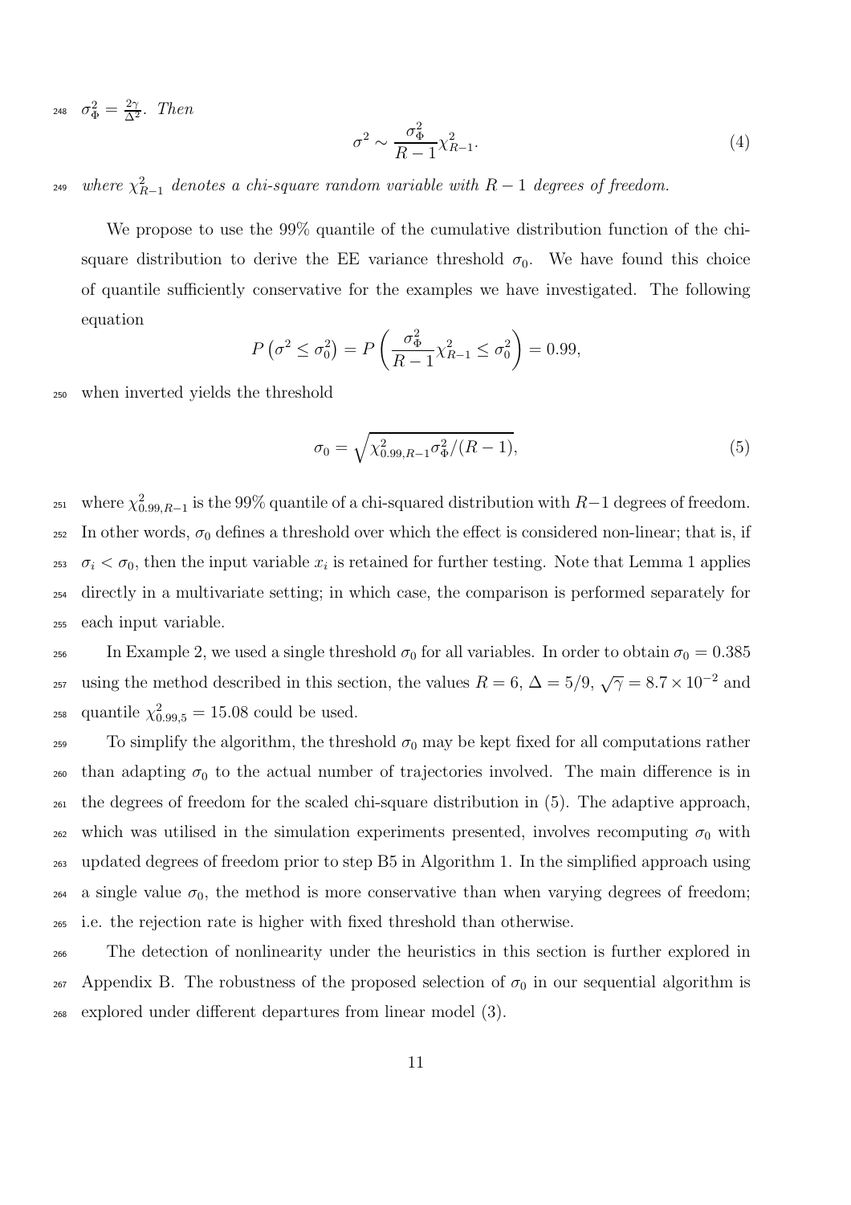*$\sigma_\Phi^2 = \frac{2\gamma}{\Delta^2}$. Then*

$$\sigma^2 \sim \frac{\sigma_\Phi^2}{R-1}\chi_{R-1}^2. \tag{4}$$

*where $\chi_{R-1}^2$ denotes a chi-square random variable with $R-1$ degrees of freedom.*

We propose to use the 99% quantile of the cumulative distribution function of the chi-square distribution to derive the EE variance threshold $\sigma_0$. We have found this choice of quantile sufficiently conservative for the examples we have investigated. The following equation

$$P\left(\sigma^2 \leq \sigma_0^2\right) = P\left(\frac{\sigma_\Phi^2}{R-1}\chi_{R-1}^2 \leq \sigma_0^2\right) = 0.99,$$

when inverted yields the threshold

$$\sigma_0 = \sqrt{\chi_{0.99,R-1}^2 \sigma_\Phi^2/(R-1)}, \tag{5}$$

where $\chi_{0.99,R-1}^2$ is the 99% quantile of a chi-squared distribution with $R-1$ degrees of freedom. In other words, $\sigma_0$ defines a threshold over which the effect is considered non-linear; that is, if $\sigma_i < \sigma_0$, then the input variable $x_i$ is retained for further testing. Note that Lemma 1 applies directly in a multivariate setting; in which case, the comparison is performed separately for each input variable.

In Example 2, we used a single threshold $\sigma_0$ for all variables. In order to obtain $\sigma_0 = 0.385$ using the method described in this section, the values $R = 6$, $\Delta = 5/9$, $\sqrt{\gamma} = 8.7 \times 10^{-2}$ and quantile $\chi_{0.99,5}^2 = 15.08$ could be used.

To simplify the algorithm, the threshold $\sigma_0$ may be kept fixed for all computations rather than adapting $\sigma_0$ to the actual number of trajectories involved. The main difference is in the degrees of freedom for the scaled chi-square distribution in (5). The adaptive approach, which was utilised in the simulation experiments presented, involves recomputing $\sigma_0$ with updated degrees of freedom prior to step B5 in Algorithm 1. In the simplified approach using a single value $\sigma_0$, the method is more conservative than when varying degrees of freedom; i.e. the rejection rate is higher with fixed threshold than otherwise.

The detection of nonlinearity under the heuristics in this section is further explored in Appendix B. The robustness of the proposed selection of $\sigma_0$ in our sequential algorithm is explored under different departures from linear model (3).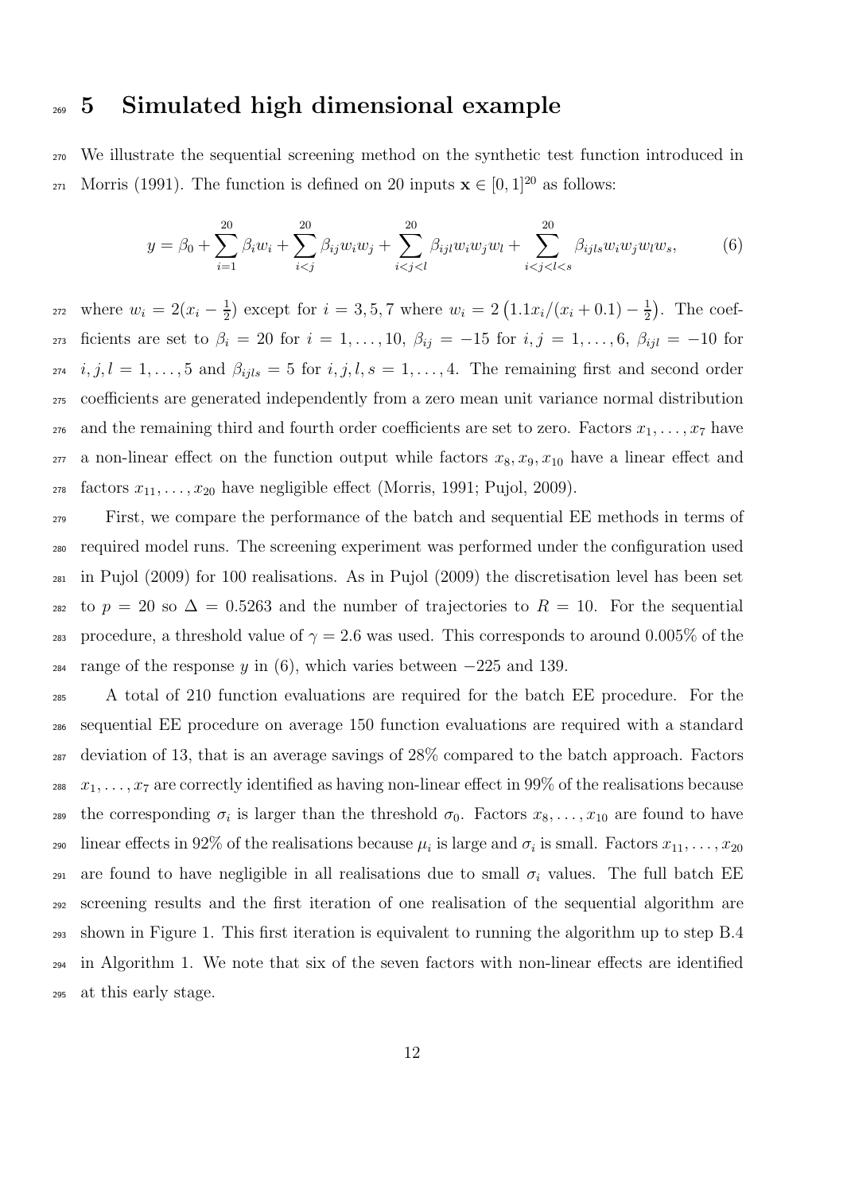# 5 Simulated high dimensional example

We illustrate the sequential screening method on the synthetic test function introduced in Morris (1991). The function is defined on 20 inputs $\mathbf{x} \in [0,1]^{20}$ as follows:

$$y = \beta_0 + \sum_{i=1}^{20} \beta_i w_i + \sum_{i<j}^{20} \beta_{ij} w_i w_j + \sum_{i<j<l}^{20} \beta_{ijl} w_i w_j w_l + \sum_{i<j<l<s}^{20} \beta_{ijls} w_i w_j w_l w_s, \tag{6}$$

where $w_i = 2(x_i - \frac{1}{2})$ except for $i = 3, 5, 7$ where $w_i = 2\left(1.1x_i/(x_i + 0.1) - \frac{1}{2}\right)$. The coefficients are set to $\beta_i = 20$ for $i = 1, \ldots, 10$, $\beta_{ij} = -15$ for $i, j = 1, \ldots, 6$, $\beta_{ijl} = -10$ for $i, j, l = 1, \ldots, 5$ and $\beta_{ijls} = 5$ for $i, j, l, s = 1, \ldots, 4$. The remaining first and second order coefficients are generated independently from a zero mean unit variance normal distribution and the remaining third and fourth order coefficients are set to zero. Factors $x_1, \ldots, x_7$ have a non-linear effect on the function output while factors $x_8, x_9, x_{10}$ have a linear effect and factors $x_{11}, \ldots, x_{20}$ have negligible effect (Morris, 1991; Pujol, 2009).

First, we compare the performance of the batch and sequential EE methods in terms of required model runs. The screening experiment was performed under the configuration used in Pujol (2009) for 100 realisations. As in Pujol (2009) the discretisation level has been set to $p = 20$ so $\Delta = 0.5263$ and the number of trajectories to $R = 10$. For the sequential procedure, a threshold value of $\gamma = 2.6$ was used. This corresponds to around 0.005% of the range of the response $y$ in (6), which varies between $-225$ and 139.

A total of 210 function evaluations are required for the batch EE procedure. For the sequential EE procedure on average 150 function evaluations are required with a standard deviation of 13, that is an average savings of 28% compared to the batch approach. Factors $x_1, \ldots, x_7$ are correctly identified as having non-linear effect in 99% of the realisations because the corresponding $\sigma_i$ is larger than the threshold $\sigma_0$. Factors $x_8, \ldots, x_{10}$ are found to have linear effects in 92% of the realisations because $\mu_i$ is large and $\sigma_i$ is small. Factors $x_{11}, \ldots, x_{20}$ are found to have negligible in all realisations due to small $\sigma_i$ values. The full batch EE screening results and the first iteration of one realisation of the sequential algorithm are shown in Figure 1. This first iteration is equivalent to running the algorithm up to step B.4 in Algorithm 1. We note that six of the seven factors with non-linear effects are identified at this early stage.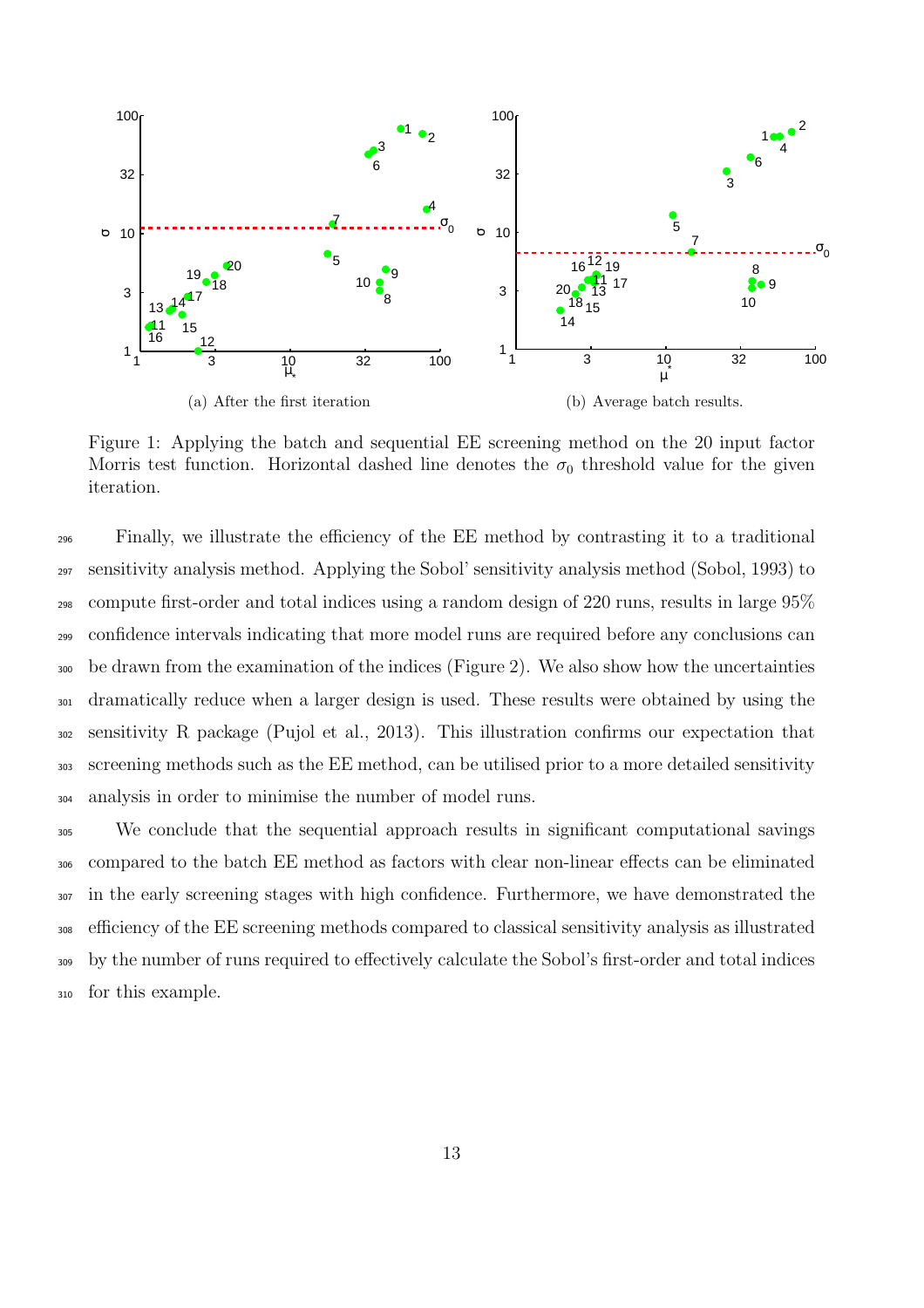Figure 1: Applying the batch and sequential EE screening method on the 20 input factor Morris test function. Horizontal dashed line denotes the $\sigma_0$ threshold value for the given iteration.

(a) After the first iteration

(b) Average batch results.

Finally, we illustrate the efficiency of the EE method by contrasting it to a traditional sensitivity analysis method. Applying the Sobol' sensitivity analysis method (Sobol, 1993) to compute first-order and total indices using a random design of 220 runs, results in large 95% confidence intervals indicating that more model runs are required before any conclusions can be drawn from the examination of the indices (Figure 2). We also show how the uncertainties dramatically reduce when a larger design is used. These results were obtained by using the sensitivity R package (Pujol et al., 2013). This illustration confirms our expectation that screening methods such as the EE method, can be utilised prior to a more detailed sensitivity analysis in order to minimise the number of model runs.

We conclude that the sequential approach results in significant computational savings compared to the batch EE method as factors with clear non-linear effects can be eliminated in the early screening stages with high confidence. Furthermore, we have demonstrated the efficiency of the EE screening methods compared to classical sensitivity analysis as illustrated by the number of runs required to effectively calculate the Sobol's first-order and total indices for this example.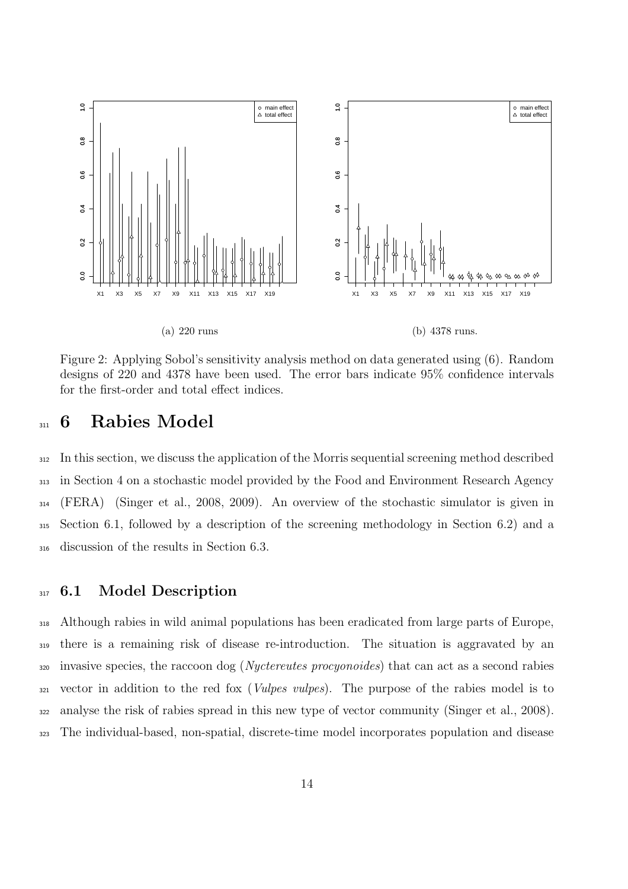(a) 220 runs

(b) 4378 runs.

Figure 2: Applying Sobol's sensitivity analysis method on data generated using (6). Random designs of 220 and 4378 have been used. The error bars indicate 95% confidence intervals for the first-order and total effect indices.

# 6 Rabies Model

In this section, we discuss the application of the Morris sequential screening method described in Section 4 on a stochastic model provided by the Food and Environment Research Agency (FERA) (Singer et al., 2008, 2009). An overview of the stochastic simulator is given in Section 6.1, followed by a description of the screening methodology in Section 6.2) and a discussion of the results in Section 6.3.

## 6.1 Model Description

Although rabies in wild animal populations has been eradicated from large parts of Europe, there is a remaining risk of disease re-introduction. The situation is aggravated by an invasive species, the raccoon dog (*Nyctereutes procyonoides*) that can act as a second rabies vector in addition to the red fox (*Vulpes vulpes*). The purpose of the rabies model is to analyse the risk of rabies spread in this new type of vector community (Singer et al., 2008). The individual-based, non-spatial, discrete-time model incorporates population and disease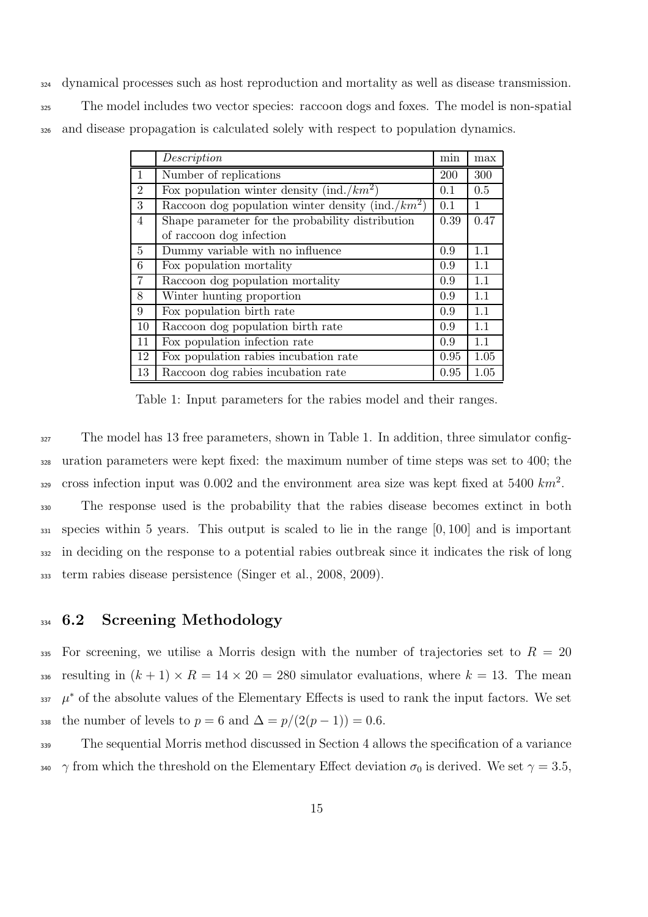dynamical processes such as host reproduction and mortality as well as disease transmission.

The model includes two vector species: raccoon dogs and foxes. The model is non-spatial and disease propagation is calculated solely with respect to population dynamics.

| | *Description* | min | max |
|---|---|---|---|
| 1 | Number of replications | 200 | 300 |
| 2 | Fox population winter density (ind./$km^2$) | 0.1 | 0.5 |
| 3 | Raccoon dog population winter density (ind./$km^2$) | 0.1 | 1 |
| 4 | Shape parameter for the probability distribution of raccoon dog infection | 0.39 | 0.47 |
| 5 | Dummy variable with no influence | 0.9 | 1.1 |
| 6 | Fox population mortality | 0.9 | 1.1 |
| 7 | Raccoon dog population mortality | 0.9 | 1.1 |
| 8 | Winter hunting proportion | 0.9 | 1.1 |
| 9 | Fox population birth rate | 0.9 | 1.1 |
| 10 | Raccoon dog population birth rate | 0.9 | 1.1 |
| 11 | Fox population infection rate | 0.9 | 1.1 |
| 12 | Fox population rabies incubation rate | 0.95 | 1.05 |
| 13 | Raccoon dog rabies incubation rate | 0.95 | 1.05 |

Table 1: Input parameters for the rabies model and their ranges.

The model has 13 free parameters, shown in Table 1. In addition, three simulator configuration parameters were kept fixed: the maximum number of time steps was set to 400; the cross infection input was 0.002 and the environment area size was kept fixed at 5400 $km^2$.

The response used is the probability that the rabies disease becomes extinct in both species within 5 years. This output is scaled to lie in the range $[0, 100]$ and is important in deciding on the response to a potential rabies outbreak since it indicates the risk of long term rabies disease persistence (Singer et al., 2008, 2009).

## 6.2 Screening Methodology

For screening, we utilise a Morris design with the number of trajectories set to $R = 20$ resulting in $(k + 1) \times R = 14 \times 20 = 280$ simulator evaluations, where $k = 13$. The mean $\mu^*$ of the absolute values of the Elementary Effects is used to rank the input factors. We set the number of levels to $p = 6$ and $\Delta = p/(2(p - 1)) = 0.6$.

The sequential Morris method discussed in Section 4 allows the specification of a variance $\gamma$ from which the threshold on the Elementary Effect deviation $\sigma_0$ is derived. We set $\gamma = 3.5$,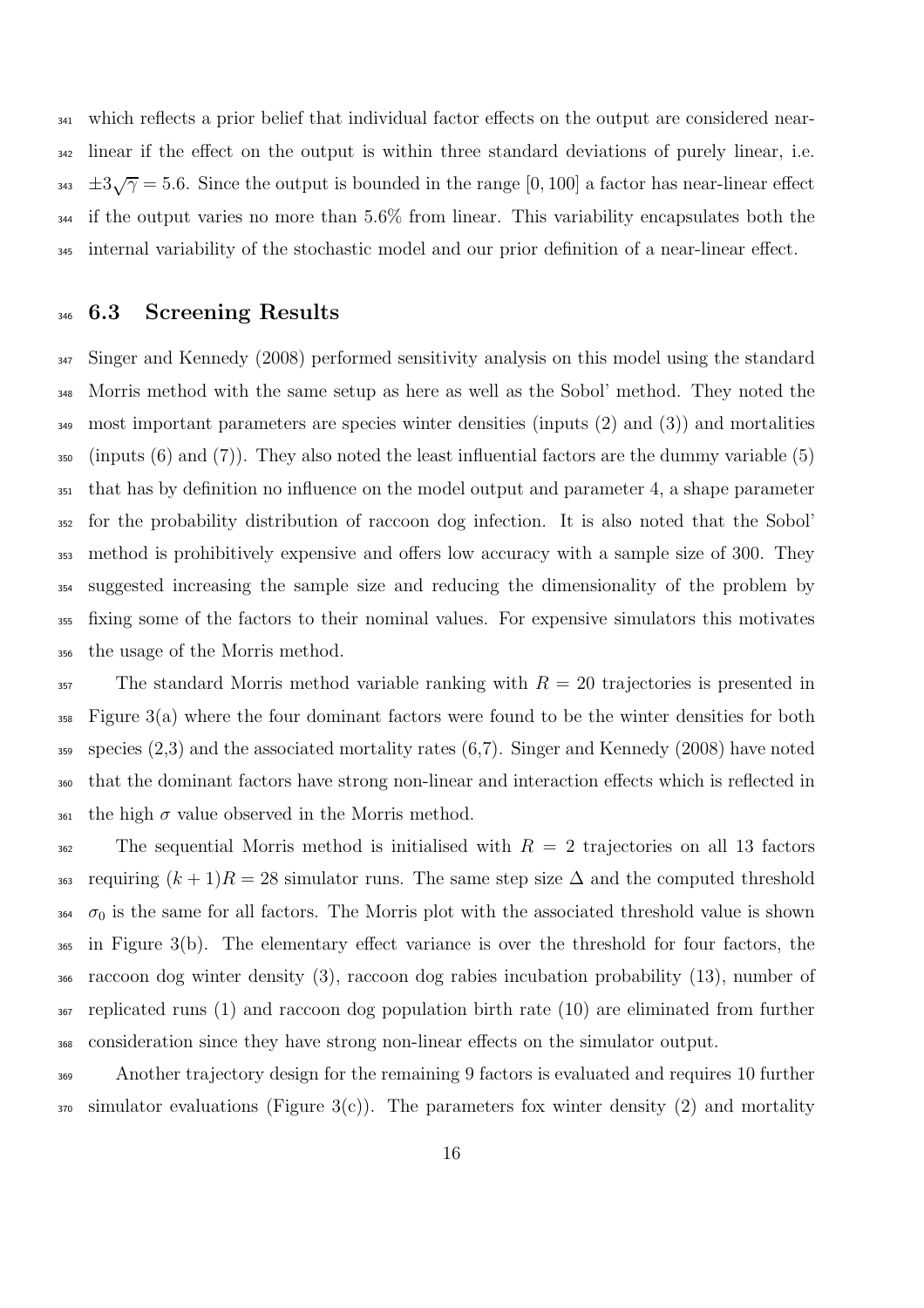which reflects a prior belief that individual factor effects on the output are considered near-linear if the effect on the output is within three standard deviations of purely linear, i.e. $\pm 3\sqrt{\gamma} = 5.6$. Since the output is bounded in the range $[0, 100]$ a factor has near-linear effect if the output varies no more than 5.6% from linear. This variability encapsulates both the internal variability of the stochastic model and our prior definition of a near-linear effect.

## 6.3 Screening Results

Singer and Kennedy (2008) performed sensitivity analysis on this model using the standard Morris method with the same setup as here as well as the Sobol' method. They noted the most important parameters are species winter densities (inputs (2) and (3)) and mortalities (inputs (6) and (7)). They also noted the least influential factors are the dummy variable (5) that has by definition no influence on the model output and parameter 4, a shape parameter for the probability distribution of raccoon dog infection. It is also noted that the Sobol' method is prohibitively expensive and offers low accuracy with a sample size of 300. They suggested increasing the sample size and reducing the dimensionality of the problem by fixing some of the factors to their nominal values. For expensive simulators this motivates the usage of the Morris method.

The standard Morris method variable ranking with $R = 20$ trajectories is presented in Figure 3(a) where the four dominant factors were found to be the winter densities for both species (2,3) and the associated mortality rates (6,7). Singer and Kennedy (2008) have noted that the dominant factors have strong non-linear and interaction effects which is reflected in the high $\sigma$ value observed in the Morris method.

The sequential Morris method is initialised with $R = 2$ trajectories on all 13 factors requiring $(k + 1)R = 28$ simulator runs. The same step size $\Delta$ and the computed threshold $\sigma_0$ is the same for all factors. The Morris plot with the associated threshold value is shown in Figure 3(b). The elementary effect variance is over the threshold for four factors, the raccoon dog winter density (3), raccoon dog rabies incubation probability (13), number of replicated runs (1) and raccoon dog population birth rate (10) are eliminated from further consideration since they have strong non-linear effects on the simulator output.

Another trajectory design for the remaining 9 factors is evaluated and requires 10 further simulator evaluations (Figure 3(c)). The parameters fox winter density (2) and mortality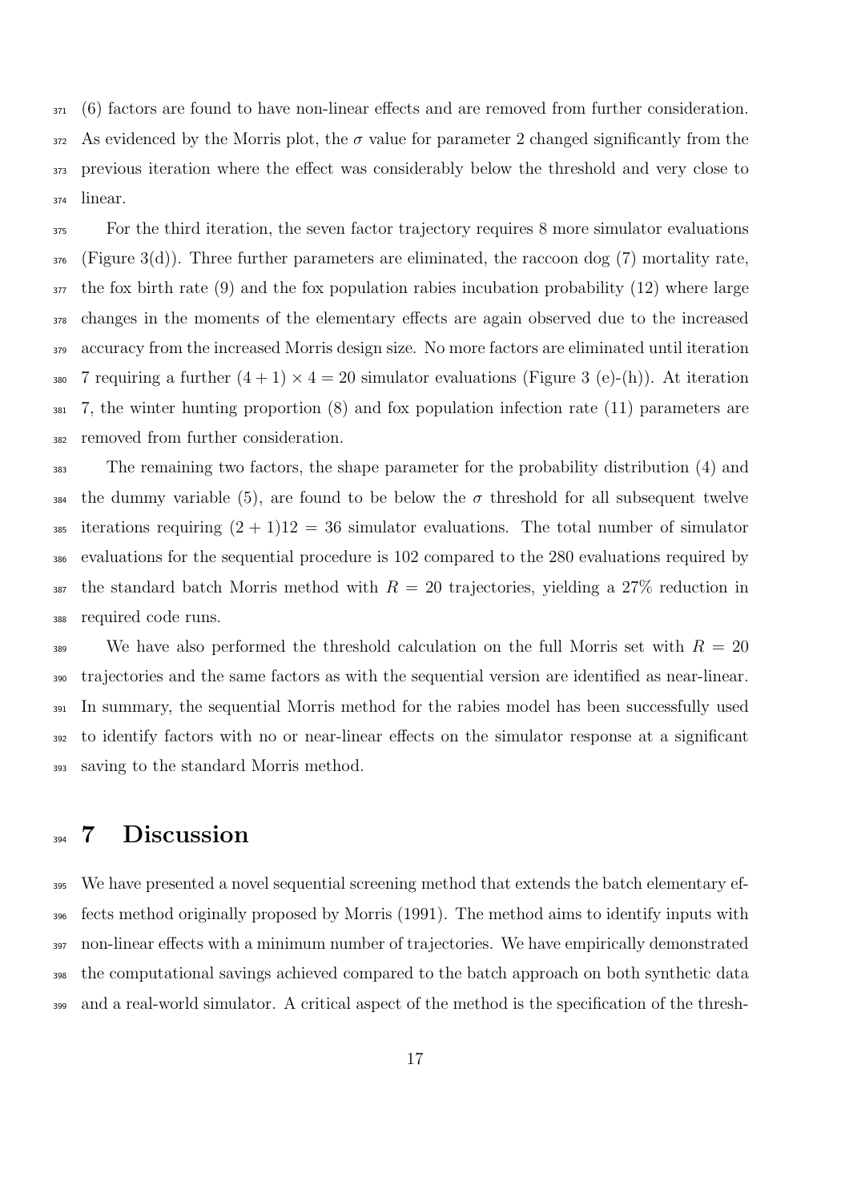(6) factors are found to have non-linear effects and are removed from further consideration. As evidenced by the Morris plot, the $\sigma$ value for parameter 2 changed significantly from the previous iteration where the effect was considerably below the threshold and very close to linear.

For the third iteration, the seven factor trajectory requires 8 more simulator evaluations (Figure 3(d)). Three further parameters are eliminated, the raccoon dog (7) mortality rate, the fox birth rate (9) and the fox population rabies incubation probability (12) where large changes in the moments of the elementary effects are again observed due to the increased accuracy from the increased Morris design size. No more factors are eliminated until iteration 7 requiring a further $(4 + 1) \times 4 = 20$ simulator evaluations (Figure 3 (e)-(h)). At iteration 7, the winter hunting proportion (8) and fox population infection rate (11) parameters are removed from further consideration.

The remaining two factors, the shape parameter for the probability distribution (4) and the dummy variable (5), are found to be below the $\sigma$ threshold for all subsequent twelve iterations requiring $(2 + 1)12 = 36$ simulator evaluations. The total number of simulator evaluations for the sequential procedure is 102 compared to the 280 evaluations required by the standard batch Morris method with $R = 20$ trajectories, yielding a 27% reduction in required code runs.

We have also performed the threshold calculation on the full Morris set with $R = 20$ trajectories and the same factors as with the sequential version are identified as near-linear. In summary, the sequential Morris method for the rabies model has been successfully used to identify factors with no or near-linear effects on the simulator response at a significant saving to the standard Morris method.

# 7 Discussion

We have presented a novel sequential screening method that extends the batch elementary effects method originally proposed by Morris (1991). The method aims to identify inputs with non-linear effects with a minimum number of trajectories. We have empirically demonstrated the computational savings achieved compared to the batch approach on both synthetic data and a real-world simulator. A critical aspect of the method is the specification of the thresh-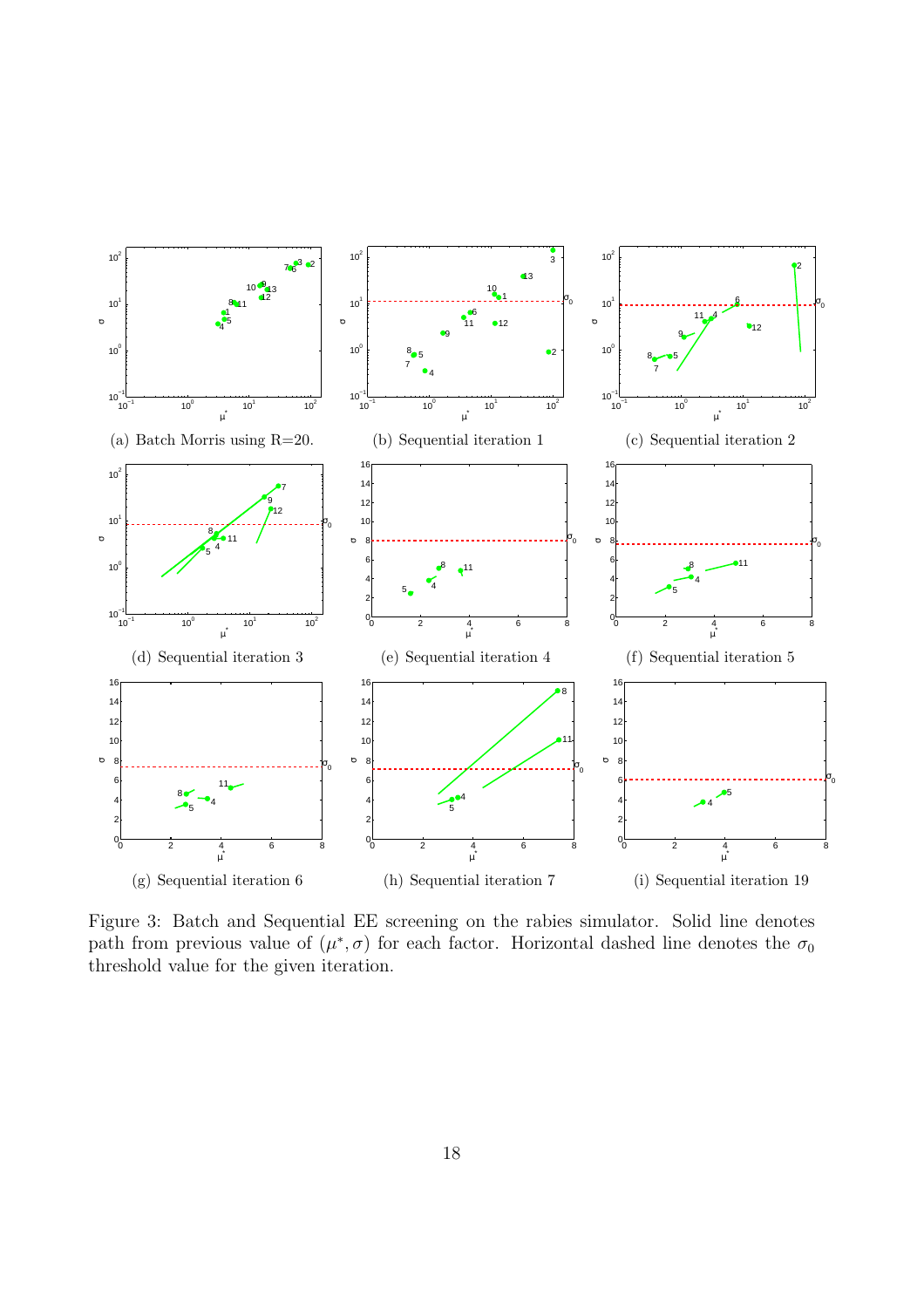(a) Batch Morris using R=20.

(b) Sequential iteration 1

(c) Sequential iteration 2

(d) Sequential iteration 3

(e) Sequential iteration 4

(f) Sequential iteration 5

(g) Sequential iteration 6

(h) Sequential iteration 7

(i) Sequential iteration 19

Figure 3: Batch and Sequential EE screening on the rabies simulator. Solid line denotes path from previous value of $(\mu^*, \sigma)$ for each factor. Horizontal dashed line denotes the $\sigma_0$ threshold value for the given iteration.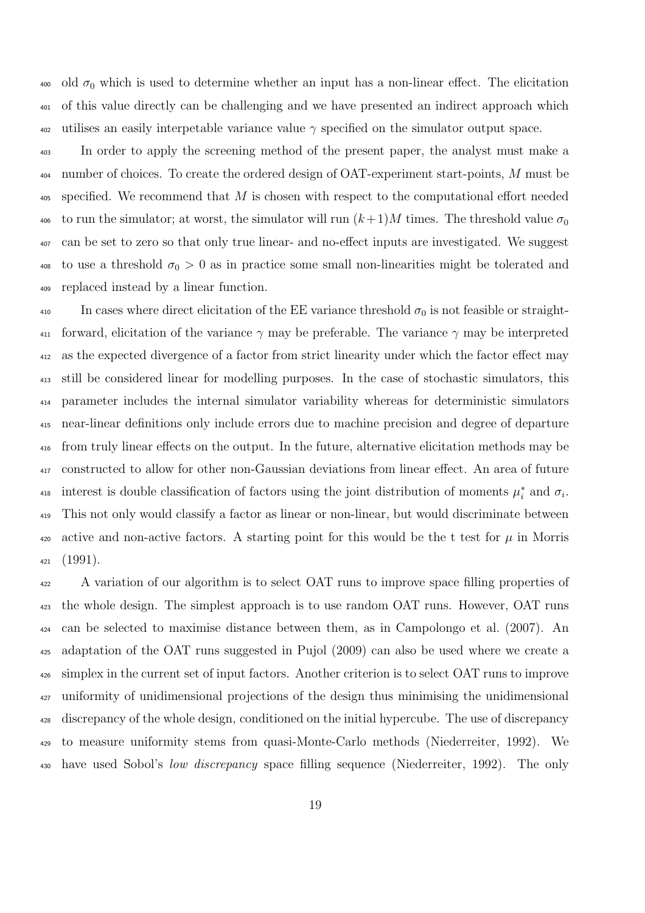old $\sigma_0$ which is used to determine whether an input has a non-linear effect. The elicitation of this value directly can be challenging and we have presented an indirect approach which utilises an easily interpetable variance value $\gamma$ specified on the simulator output space.

In order to apply the screening method of the present paper, the analyst must make a number of choices. To create the ordered design of OAT-experiment start-points, $M$ must be specified. We recommend that $M$ is chosen with respect to the computational effort needed to run the simulator; at worst, the simulator will run $(k+1)M$ times. The threshold value $\sigma_0$ can be set to zero so that only true linear- and no-effect inputs are investigated. We suggest to use a threshold $\sigma_0 > 0$ as in practice some small non-linearities might be tolerated and replaced instead by a linear function.

In cases where direct elicitation of the EE variance threshold $\sigma_0$ is not feasible or straightforward, elicitation of the variance $\gamma$ may be preferable. The variance $\gamma$ may be interpreted as the expected divergence of a factor from strict linearity under which the factor effect may still be considered linear for modelling purposes. In the case of stochastic simulators, this parameter includes the internal simulator variability whereas for deterministic simulators near-linear definitions only include errors due to machine precision and degree of departure from truly linear effects on the output. In the future, alternative elicitation methods may be constructed to allow for other non-Gaussian deviations from linear effect. An area of future interest is double classification of factors using the joint distribution of moments $\mu_i^*$ and $\sigma_i$. This not only would classify a factor as linear or non-linear, but would discriminate between active and non-active factors. A starting point for this would be the t test for $\mu$ in Morris (1991).

A variation of our algorithm is to select OAT runs to improve space filling properties of the whole design. The simplest approach is to use random OAT runs. However, OAT runs can be selected to maximise distance between them, as in Campolongo et al. (2007). An adaptation of the OAT runs suggested in Pujol (2009) can also be used where we create a simplex in the current set of input factors. Another criterion is to select OAT runs to improve uniformity of unidimensional projections of the design thus minimising the unidimensional discrepancy of the whole design, conditioned on the initial hypercube. The use of discrepancy to measure uniformity stems from quasi-Monte-Carlo methods (Niederreiter, 1992). We have used Sobol's *low discrepancy* space filling sequence (Niederreiter, 1992). The only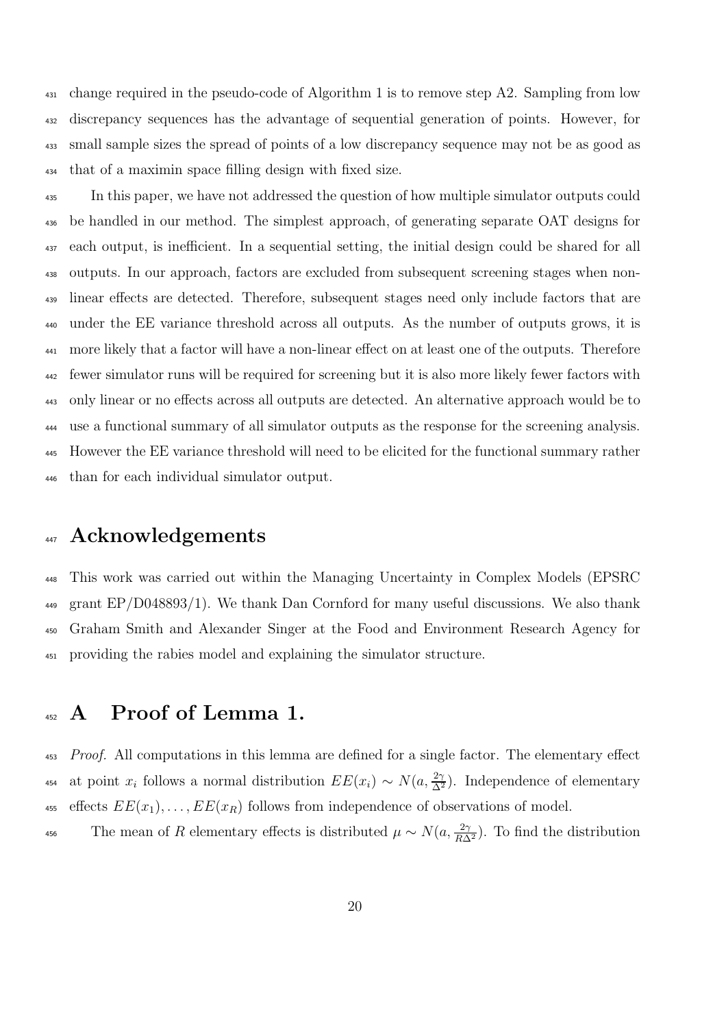change required in the pseudo-code of Algorithm 1 is to remove step A2. Sampling from low discrepancy sequences has the advantage of sequential generation of points. However, for small sample sizes the spread of points of a low discrepancy sequence may not be as good as that of a maximin space filling design with fixed size.

In this paper, we have not addressed the question of how multiple simulator outputs could be handled in our method. The simplest approach, of generating separate OAT designs for each output, is inefficient. In a sequential setting, the initial design could be shared for all outputs. In our approach, factors are excluded from subsequent screening stages when non-linear effects are detected. Therefore, subsequent stages need only include factors that are under the EE variance threshold across all outputs. As the number of outputs grows, it is more likely that a factor will have a non-linear effect on at least one of the outputs. Therefore fewer simulator runs will be required for screening but it is also more likely fewer factors with only linear or no effects across all outputs are detected. An alternative approach would be to use a functional summary of all simulator outputs as the response for the screening analysis. However the EE variance threshold will need to be elicited for the functional summary rather than for each individual simulator output.

# Acknowledgements

This work was carried out within the Managing Uncertainty in Complex Models (EPSRC grant EP/D048893/1). We thank Dan Cornford for many useful discussions. We also thank Graham Smith and Alexander Singer at the Food and Environment Research Agency for providing the rabies model and explaining the simulator structure.

# A Proof of Lemma 1.

*Proof.* All computations in this lemma are defined for a single factor. The elementary effect at point $x_i$ follows a normal distribution $EE(x_i) \sim N(a, \frac{2\gamma}{\Delta^2})$. Independence of elementary effects $EE(x_1), \ldots, EE(x_R)$ follows from independence of observations of model.

The mean of $R$ elementary effects is distributed $\mu \sim N(a, \frac{2\gamma}{R\Delta^2})$. To find the distribution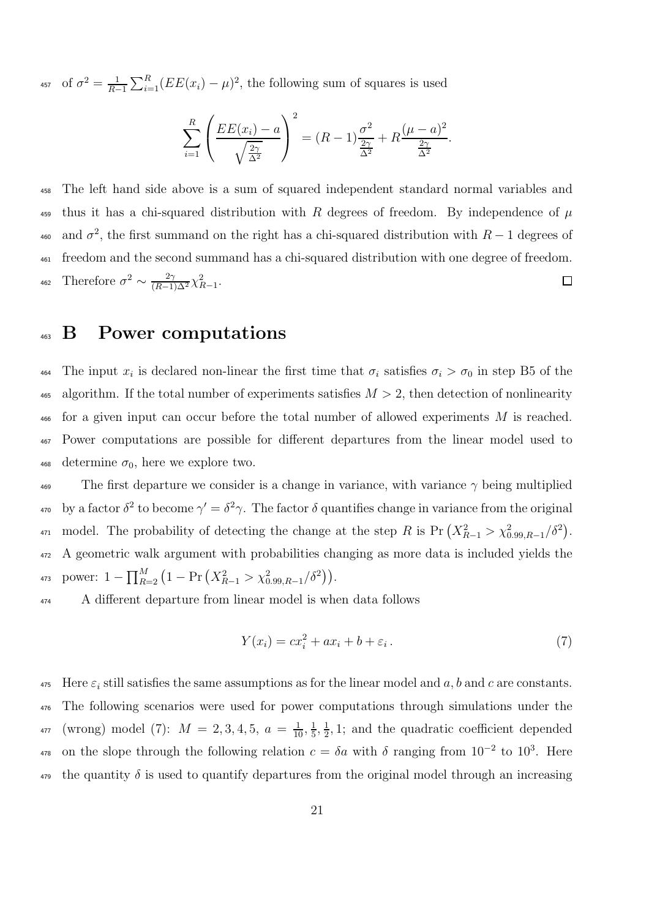of $\sigma^2 = \frac{1}{R-1}\sum_{i=1}^{R}(EE(x_i) - \mu)^2$, the following sum of squares is used

$$\sum_{i=1}^{R}\left(\frac{EE(x_i) - a}{\sqrt{\frac{2\gamma}{\Delta^2}}}\right)^2 = (R-1)\frac{\sigma^2}{\frac{2\gamma}{\Delta^2}} + R\frac{(\mu - a)^2}{\frac{2\gamma}{\Delta^2}}.$$

The left hand side above is a sum of squared independent standard normal variables and thus it has a chi-squared distribution with $R$ degrees of freedom. By independence of $\mu$ and $\sigma^2$, the first summand on the right has a chi-squared distribution with $R-1$ degrees of freedom and the second summand has a chi-squared distribution with one degree of freedom. Therefore $\sigma^2 \sim \frac{2\gamma}{(R-1)\Delta^2}\chi^2_{R-1}$. $\square$

# B Power computations

The input $x_i$ is declared non-linear the first time that $\sigma_i$ satisfies $\sigma_i > \sigma_0$ in step B5 of the algorithm. If the total number of experiments satisfies $M > 2$, then detection of nonlinearity for a given input can occur before the total number of allowed experiments $M$ is reached. Power computations are possible for different departures from the linear model used to determine $\sigma_0$, here we explore two.

The first departure we consider is a change in variance, with variance $\gamma$ being multiplied by a factor $\delta^2$ to become $\gamma' = \delta^2\gamma$. The factor $\delta$ quantifies change in variance from the original model. The probability of detecting the change at the step $R$ is $\Pr\left(X^2_{R-1} > \chi^2_{0.99,R-1}/\delta^2\right)$. A geometric walk argument with probabilities changing as more data is included yields the power: $1 - \prod_{R=2}^{M}\left(1 - \Pr\left(X^2_{R-1} > \chi^2_{0.99,R-1}/\delta^2\right)\right)$.

A different departure from linear model is when data follows

$$Y(x_i) = cx_i^2 + ax_i + b + \varepsilon_i\,. \tag{7}$$

Here $\varepsilon_i$ still satisfies the same assumptions as for the linear model and $a, b$ and $c$ are constants. The following scenarios were used for power computations through simulations under the (wrong) model (7): $M = 2, 3, 4, 5$, $a = \frac{1}{10}, \frac{1}{5}, \frac{1}{2}, 1$; and the quadratic coefficient depended on the slope through the following relation $c = \delta a$ with $\delta$ ranging from $10^{-2}$ to $10^3$. Here the quantity $\delta$ is used to quantify departures from the original model through an increasing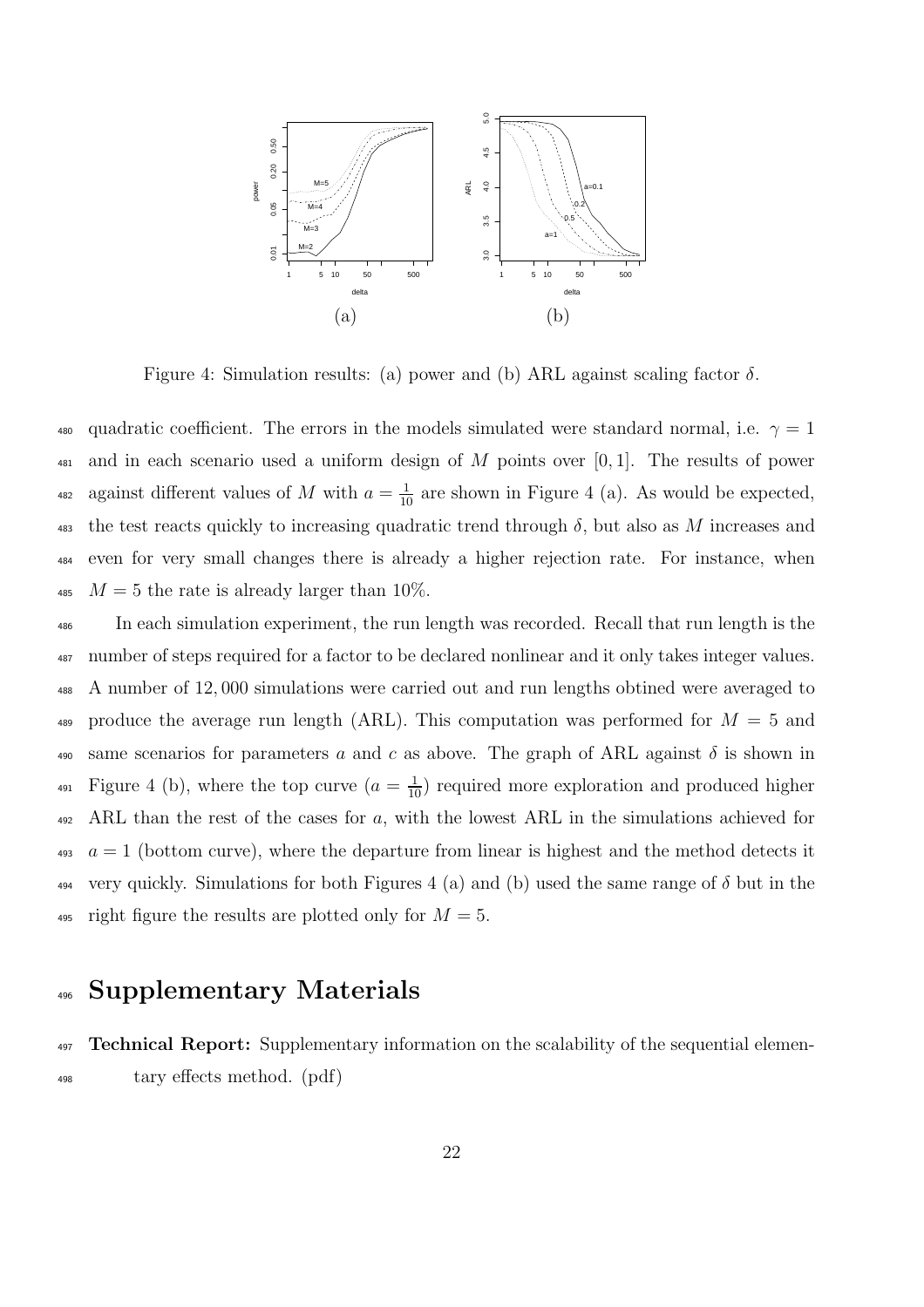Figure 4: Simulation results: (a) power and (b) ARL against scaling factor $\delta$.

quadratic coefficient. The errors in the models simulated were standard normal, i.e. $\gamma = 1$ and in each scenario used a uniform design of $M$ points over $[0, 1]$. The results of power against different values of $M$ with $a = \frac{1}{10}$ are shown in Figure 4 (a). As would be expected, the test reacts quickly to increasing quadratic trend through $\delta$, but also as $M$ increases and even for very small changes there is already a higher rejection rate. For instance, when $M = 5$ the rate is already larger than 10%.

In each simulation experiment, the run length was recorded. Recall that run length is the number of steps required for a factor to be declared nonlinear and it only takes integer values. A number of 12,000 simulations were carried out and run lengths obtined were averaged to produce the average run length (ARL). This computation was performed for $M = 5$ and same scenarios for parameters $a$ and $c$ as above. The graph of ARL against $\delta$ is shown in Figure 4 (b), where the top curve ($a = \frac{1}{10}$) required more exploration and produced higher ARL than the rest of the cases for $a$, with the lowest ARL in the simulations achieved for $a = 1$ (bottom curve), where the departure from linear is highest and the method detects it very quickly. Simulations for both Figures 4 (a) and (b) used the same range of $\delta$ but in the right figure the results are plotted only for $M = 5$.

# Supplementary Materials

**Technical Report:** Supplementary information on the scalability of the sequential elementary effects method. (pdf)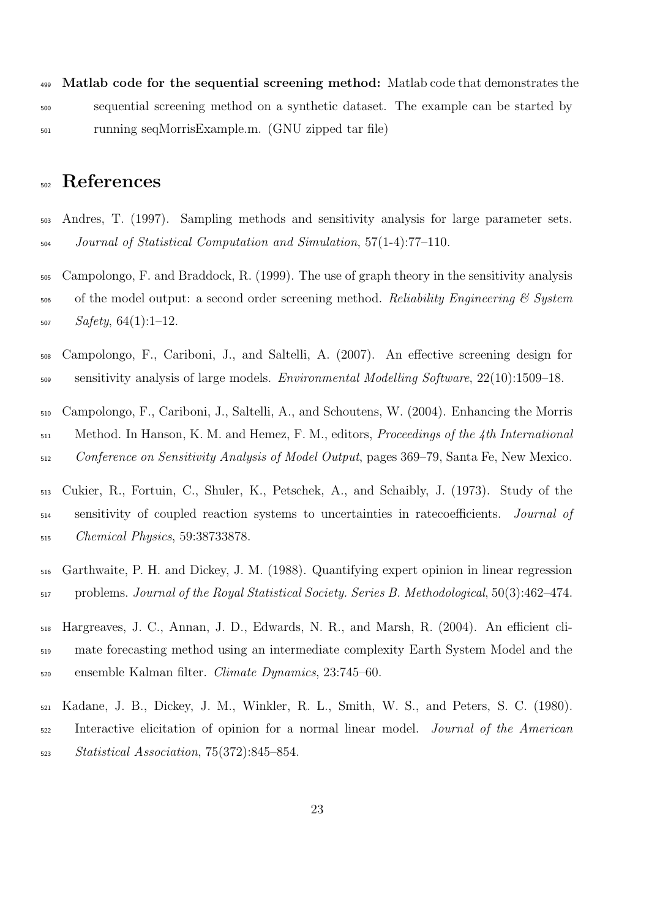**Matlab code for the sequential screening method:** Matlab code that demonstrates the sequential screening method on a synthetic dataset. The example can be started by running seqMorrisExample.m. (GNU zipped tar file)

# References

Andres, T. (1997). Sampling methods and sensitivity analysis for large parameter sets. *Journal of Statistical Computation and Simulation*, 57(1-4):77–110.

Campolongo, F. and Braddock, R. (1999). The use of graph theory in the sensitivity analysis of the model output: a second order screening method. *Reliability Engineering & System Safety*, 64(1):1–12.

Campolongo, F., Cariboni, J., and Saltelli, A. (2007). An effective screening design for sensitivity analysis of large models. *Environmental Modelling Software*, 22(10):1509–18.

Campolongo, F., Cariboni, J., Saltelli, A., and Schoutens, W. (2004). Enhancing the Morris Method. In Hanson, K. M. and Hemez, F. M., editors, *Proceedings of the 4th International Conference on Sensitivity Analysis of Model Output*, pages 369–79, Santa Fe, New Mexico.

Cukier, R., Fortuin, C., Shuler, K., Petschek, A., and Schaibly, J. (1973). Study of the sensitivity of coupled reaction systems to uncertainties in ratecoefficients. *Journal of Chemical Physics*, 59:38733878.

Garthwaite, P. H. and Dickey, J. M. (1988). Quantifying expert opinion in linear regression problems. *Journal of the Royal Statistical Society. Series B. Methodological*, 50(3):462–474.

Hargreaves, J. C., Annan, J. D., Edwards, N. R., and Marsh, R. (2004). An efficient climate forecasting method using an intermediate complexity Earth System Model and the ensemble Kalman filter. *Climate Dynamics*, 23:745–60.

Kadane, J. B., Dickey, J. M., Winkler, R. L., Smith, W. S., and Peters, S. C. (1980). Interactive elicitation of opinion for a normal linear model. *Journal of the American Statistical Association*, 75(372):845–854.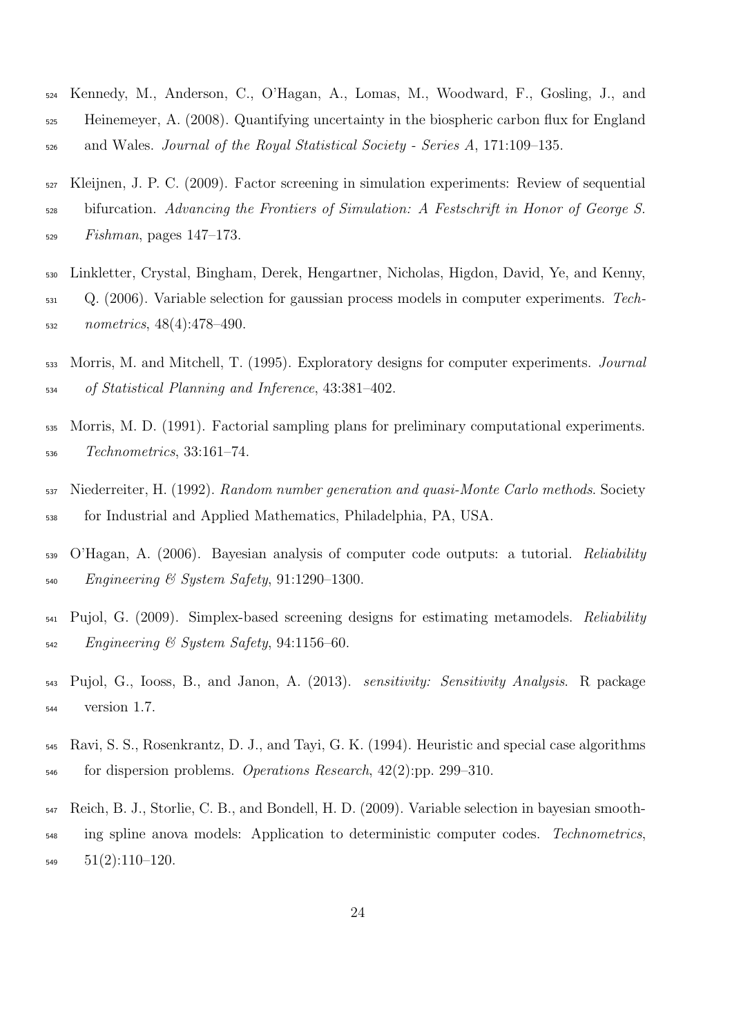Kennedy, M., Anderson, C., O'Hagan, A., Lomas, M., Woodward, F., Gosling, J., and Heinemeyer, A. (2008). Quantifying uncertainty in the biospheric carbon flux for England and Wales. *Journal of the Royal Statistical Society - Series A*, 171:109–135.

Kleijnen, J. P. C. (2009). Factor screening in simulation experiments: Review of sequential bifurcation. *Advancing the Frontiers of Simulation: A Festschrift in Honor of George S. Fishman*, pages 147–173.

Linkletter, Crystal, Bingham, Derek, Hengartner, Nicholas, Higdon, David, Ye, and Kenny, Q. (2006). Variable selection for gaussian process models in computer experiments. *Technometrics*, 48(4):478–490.

Morris, M. and Mitchell, T. (1995). Exploratory designs for computer experiments. *Journal of Statistical Planning and Inference*, 43:381–402.

Morris, M. D. (1991). Factorial sampling plans for preliminary computational experiments. *Technometrics*, 33:161–74.

Niederreiter, H. (1992). *Random number generation and quasi-Monte Carlo methods*. Society for Industrial and Applied Mathematics, Philadelphia, PA, USA.

O'Hagan, A. (2006). Bayesian analysis of computer code outputs: a tutorial. *Reliability Engineering & System Safety*, 91:1290–1300.

Pujol, G. (2009). Simplex-based screening designs for estimating metamodels. *Reliability Engineering & System Safety*, 94:1156–60.

Pujol, G., Iooss, B., and Janon, A. (2013). *sensitivity: Sensitivity Analysis*. R package version 1.7.

Ravi, S. S., Rosenkrantz, D. J., and Tayi, G. K. (1994). Heuristic and special case algorithms for dispersion problems. *Operations Research*, 42(2):pp. 299–310.

Reich, B. J., Storlie, C. B., and Bondell, H. D. (2009). Variable selection in bayesian smoothing spline anova models: Application to deterministic computer codes. *Technometrics*, 51(2):110–120.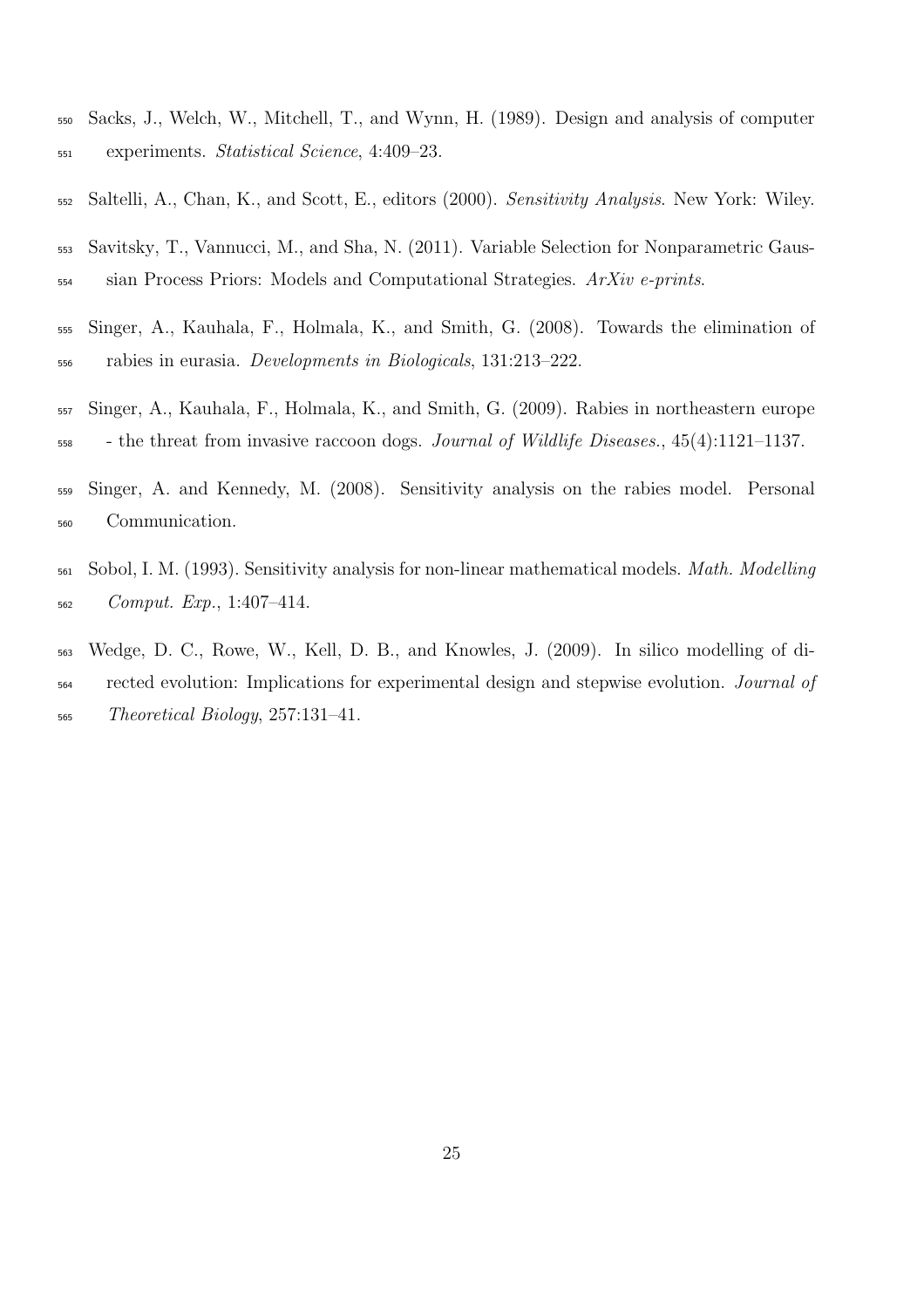Sacks, J., Welch, W., Mitchell, T., and Wynn, H. (1989). Design and analysis of computer experiments. *Statistical Science*, 4:409–23.

Saltelli, A., Chan, K., and Scott, E., editors (2000). *Sensitivity Analysis*. New York: Wiley.

Savitsky, T., Vannucci, M., and Sha, N. (2011). Variable Selection for Nonparametric Gaussian Process Priors: Models and Computational Strategies. *ArXiv e-prints*.

Singer, A., Kauhala, F., Holmala, K., and Smith, G. (2008). Towards the elimination of rabies in eurasia. *Developments in Biologicals*, 131:213–222.

Singer, A., Kauhala, F., Holmala, K., and Smith, G. (2009). Rabies in northeastern europe - the threat from invasive raccoon dogs. *Journal of Wildlife Diseases.*, 45(4):1121–1137.

Singer, A. and Kennedy, M. (2008). Sensitivity analysis on the rabies model. Personal Communication.

Sobol, I. M. (1993). Sensitivity analysis for non-linear mathematical models. *Math. Modelling Comput. Exp.*, 1:407–414.

Wedge, D. C., Rowe, W., Kell, D. B., and Knowles, J. (2009). In silico modelling of directed evolution: Implications for experimental design and stepwise evolution. *Journal of Theoretical Biology*, 257:131–41.